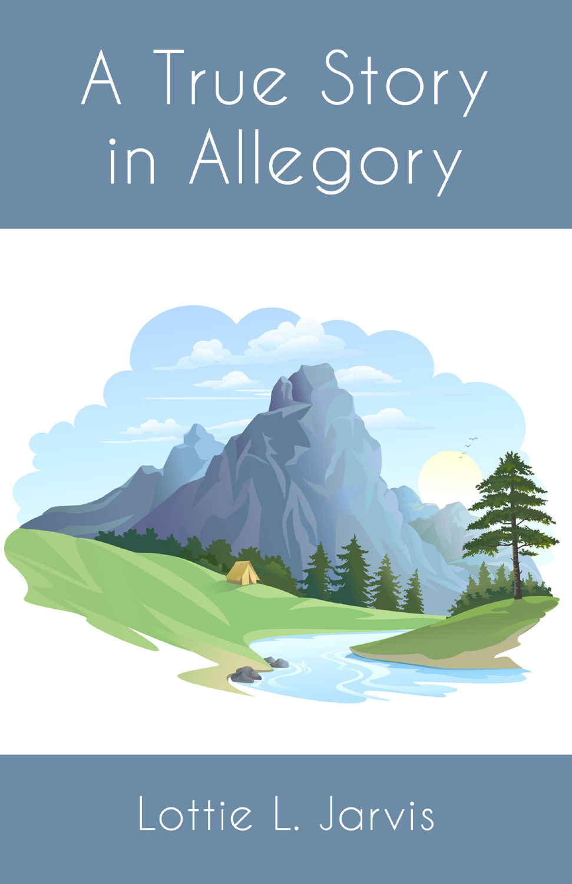# A True Story in Allegory

Lottie L. Jarvis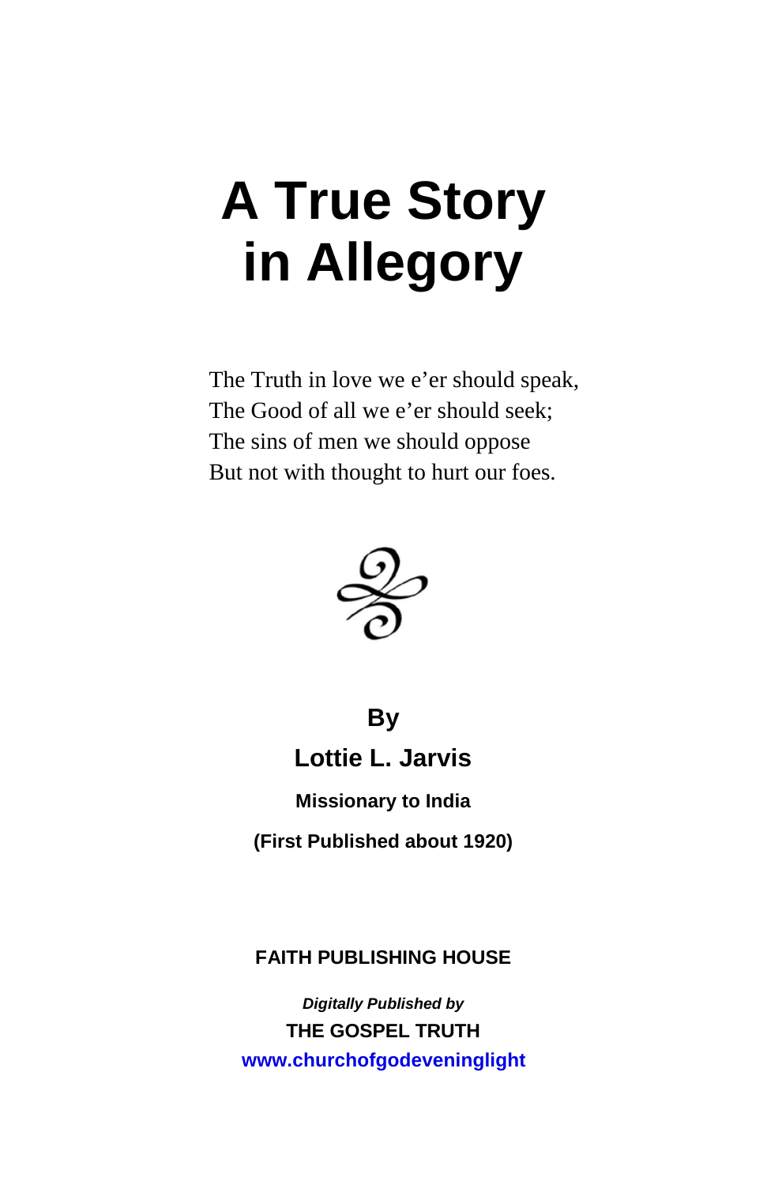# A True Story in Allegory

The Truth in love we e'er should speak,
The Good of all we e'er should seek;
The sins of men we should oppose
But not with thought to hurt our foes.

**By**

**Lottie L. Jarvis**

**Missionary to India**

**(First Published about 1920)**

**FAITH PUBLISHING HOUSE**

***Digitally Published by***

**THE GOSPEL TRUTH**

**www.churchofgodeveninglight**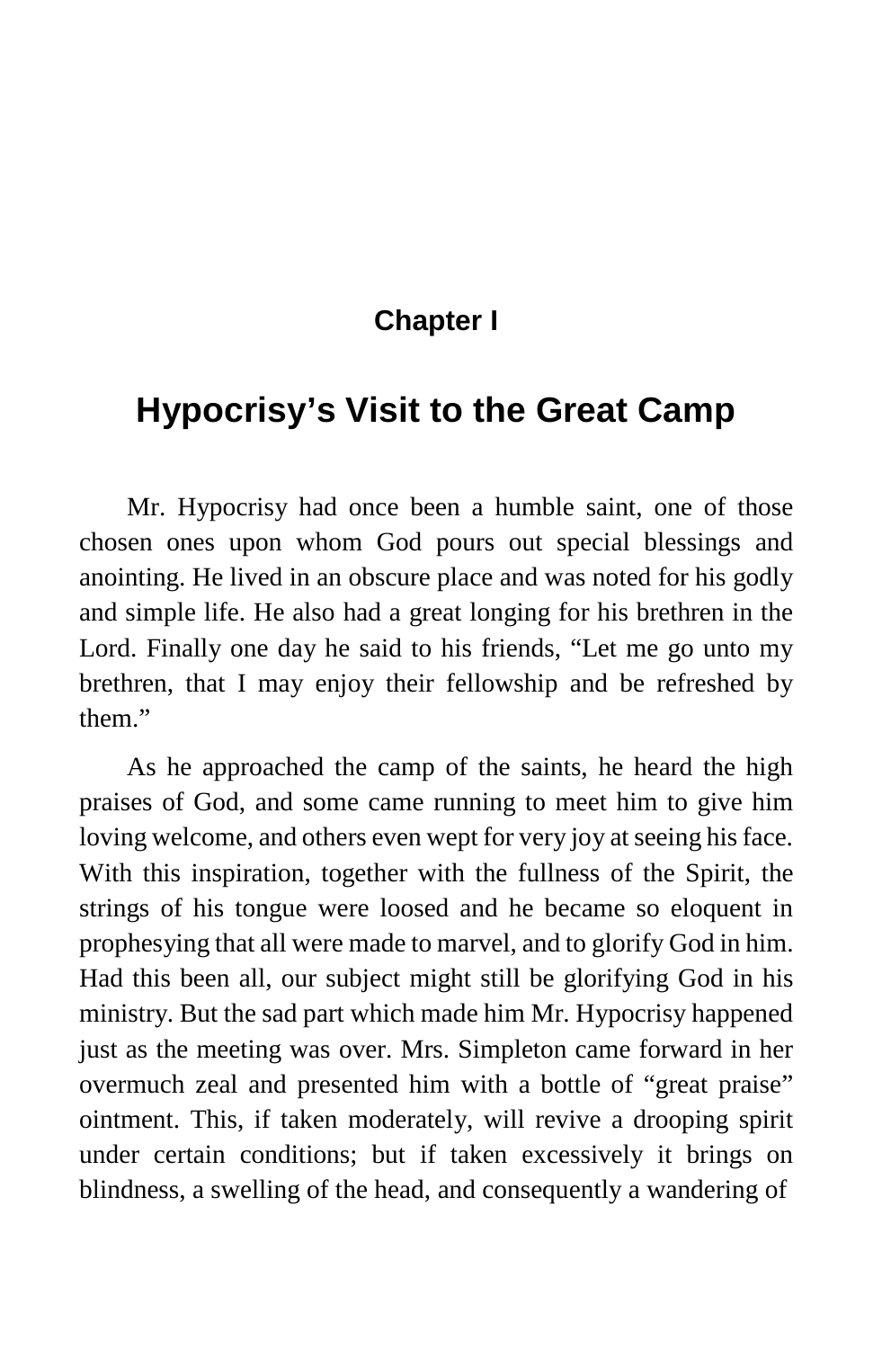## Chapter I

# Hypocrisy's Visit to the Great Camp

Mr. Hypocrisy had once been a humble saint, one of those chosen ones upon whom God pours out special blessings and anointing. He lived in an obscure place and was noted for his godly and simple life. He also had a great longing for his brethren in the Lord. Finally one day he said to his friends, "Let me go unto my brethren, that I may enjoy their fellowship and be refreshed by them."

As he approached the camp of the saints, he heard the high praises of God, and some came running to meet him to give him loving welcome, and others even wept for very joy at seeing his face. With this inspiration, together with the fullness of the Spirit, the strings of his tongue were loosed and he became so eloquent in prophesying that all were made to marvel, and to glorify God in him. Had this been all, our subject might still be glorifying God in his ministry. But the sad part which made him Mr. Hypocrisy happened just as the meeting was over. Mrs. Simpleton came forward in her overmuch zeal and presented him with a bottle of "great praise" ointment. This, if taken moderately, will revive a drooping spirit under certain conditions; but if taken excessively it brings on blindness, a swelling of the head, and consequently a wandering of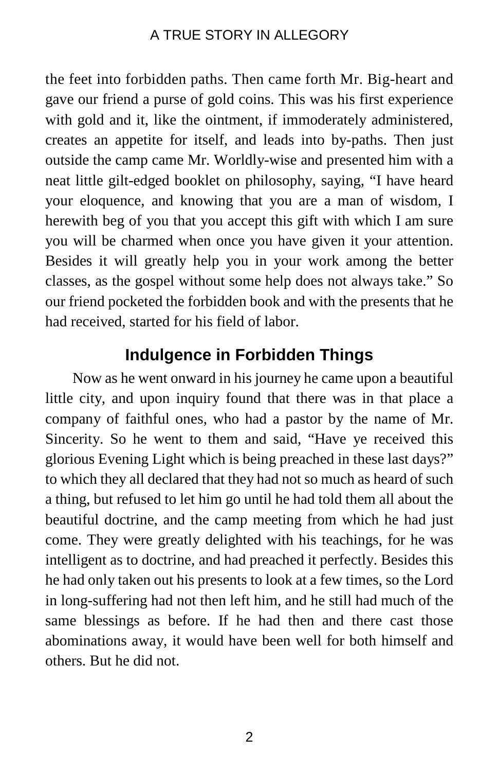the feet into forbidden paths. Then came forth Mr. Big-heart and gave our friend a purse of gold coins. This was his first experience with gold and it, like the ointment, if immoderately administered, creates an appetite for itself, and leads into by-paths. Then just outside the camp came Mr. Worldly-wise and presented him with a neat little gilt-edged booklet on philosophy, saying, "I have heard your eloquence, and knowing that you are a man of wisdom, I herewith beg of you that you accept this gift with which I am sure you will be charmed when once you have given it your attention. Besides it will greatly help you in your work among the better classes, as the gospel without some help does not always take." So our friend pocketed the forbidden book and with the presents that he had received, started for his field of labor.

## Indulgence in Forbidden Things

Now as he went onward in his journey he came upon a beautiful little city, and upon inquiry found that there was in that place a company of faithful ones, who had a pastor by the name of Mr. Sincerity. So he went to them and said, "Have ye received this glorious Evening Light which is being preached in these last days?" to which they all declared that they had not so much as heard of such a thing, but refused to let him go until he had told them all about the beautiful doctrine, and the camp meeting from which he had just come. They were greatly delighted with his teachings, for he was intelligent as to doctrine, and had preached it perfectly. Besides this he had only taken out his presents to look at a few times, so the Lord in long-suffering had not then left him, and he still had much of the same blessings as before. If he had then and there cast those abominations away, it would have been well for both himself and others. But he did not.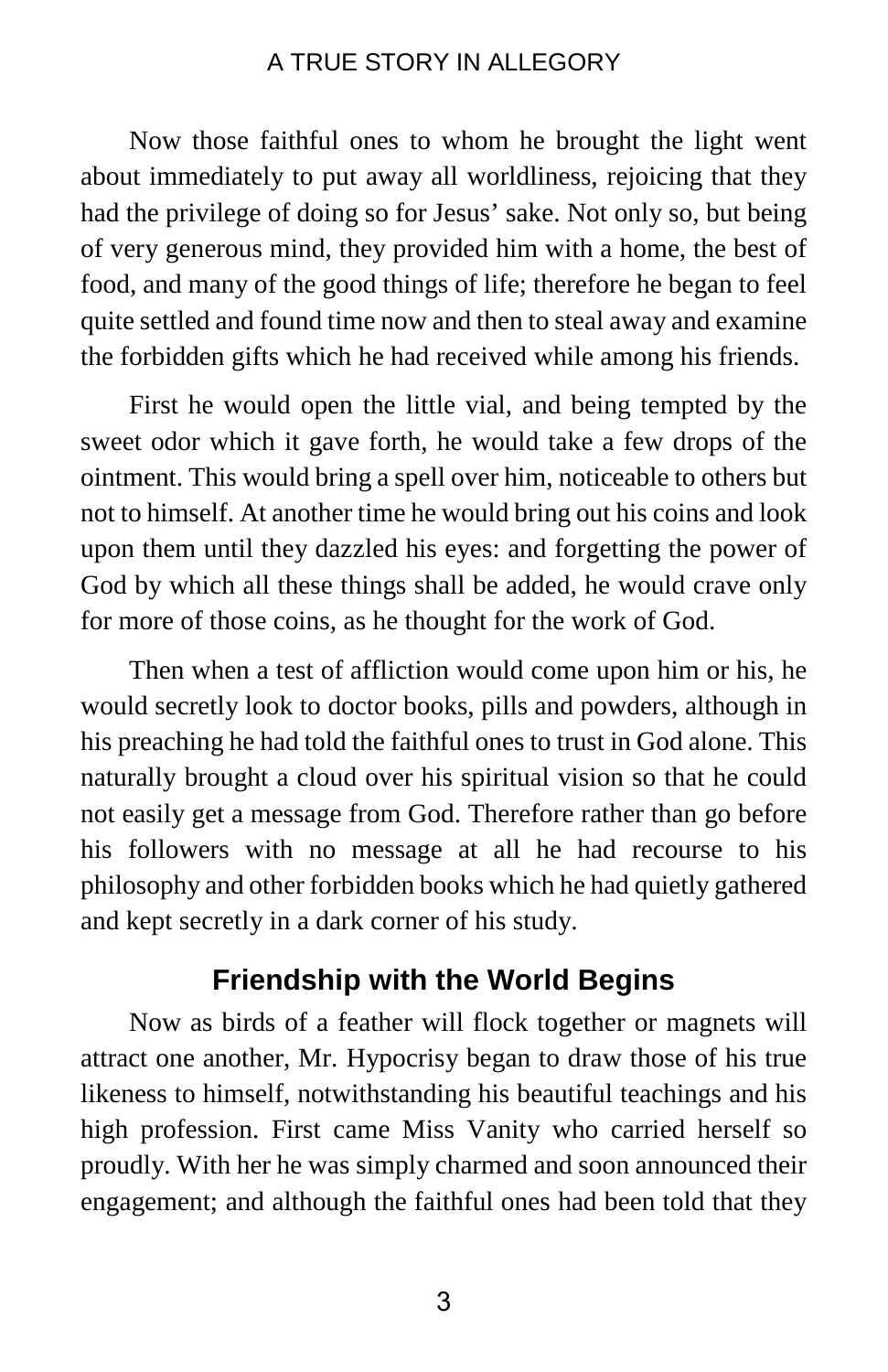Now those faithful ones to whom he brought the light went about immediately to put away all worldliness, rejoicing that they had the privilege of doing so for Jesus' sake. Not only so, but being of very generous mind, they provided him with a home, the best of food, and many of the good things of life; therefore he began to feel quite settled and found time now and then to steal away and examine the forbidden gifts which he had received while among his friends.

First he would open the little vial, and being tempted by the sweet odor which it gave forth, he would take a few drops of the ointment. This would bring a spell over him, noticeable to others but not to himself. At another time he would bring out his coins and look upon them until they dazzled his eyes: and forgetting the power of God by which all these things shall be added, he would crave only for more of those coins, as he thought for the work of God.

Then when a test of affliction would come upon him or his, he would secretly look to doctor books, pills and powders, although in his preaching he had told the faithful ones to trust in God alone. This naturally brought a cloud over his spiritual vision so that he could not easily get a message from God. Therefore rather than go before his followers with no message at all he had recourse to his philosophy and other forbidden books which he had quietly gathered and kept secretly in a dark corner of his study.

## Friendship with the World Begins

Now as birds of a feather will flock together or magnets will attract one another, Mr. Hypocrisy began to draw those of his true likeness to himself, notwithstanding his beautiful teachings and his high profession. First came Miss Vanity who carried herself so proudly. With her he was simply charmed and soon announced their engagement; and although the faithful ones had been told that they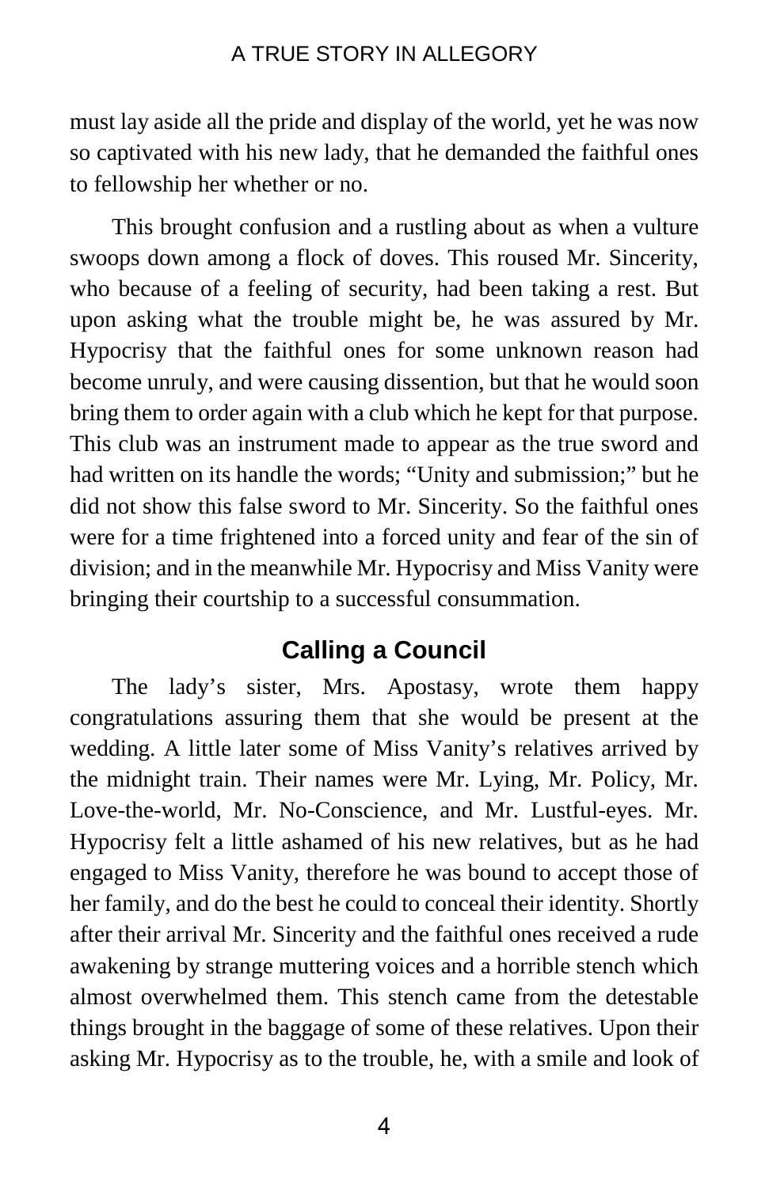must lay aside all the pride and display of the world, yet he was now so captivated with his new lady, that he demanded the faithful ones to fellowship her whether or no.

This brought confusion and a rustling about as when a vulture swoops down among a flock of doves. This roused Mr. Sincerity, who because of a feeling of security, had been taking a rest. But upon asking what the trouble might be, he was assured by Mr. Hypocrisy that the faithful ones for some unknown reason had become unruly, and were causing dissention, but that he would soon bring them to order again with a club which he kept for that purpose. This club was an instrument made to appear as the true sword and had written on its handle the words; "Unity and submission;" but he did not show this false sword to Mr. Sincerity. So the faithful ones were for a time frightened into a forced unity and fear of the sin of division; and in the meanwhile Mr. Hypocrisy and Miss Vanity were bringing their courtship to a successful consummation.

## Calling a Council

The lady's sister, Mrs. Apostasy, wrote them happy congratulations assuring them that she would be present at the wedding. A little later some of Miss Vanity's relatives arrived by the midnight train. Their names were Mr. Lying, Mr. Policy, Mr. Love-the-world, Mr. No-Conscience, and Mr. Lustful-eyes. Mr. Hypocrisy felt a little ashamed of his new relatives, but as he had engaged to Miss Vanity, therefore he was bound to accept those of her family, and do the best he could to conceal their identity. Shortly after their arrival Mr. Sincerity and the faithful ones received a rude awakening by strange muttering voices and a horrible stench which almost overwhelmed them. This stench came from the detestable things brought in the baggage of some of these relatives. Upon their asking Mr. Hypocrisy as to the trouble, he, with a smile and look of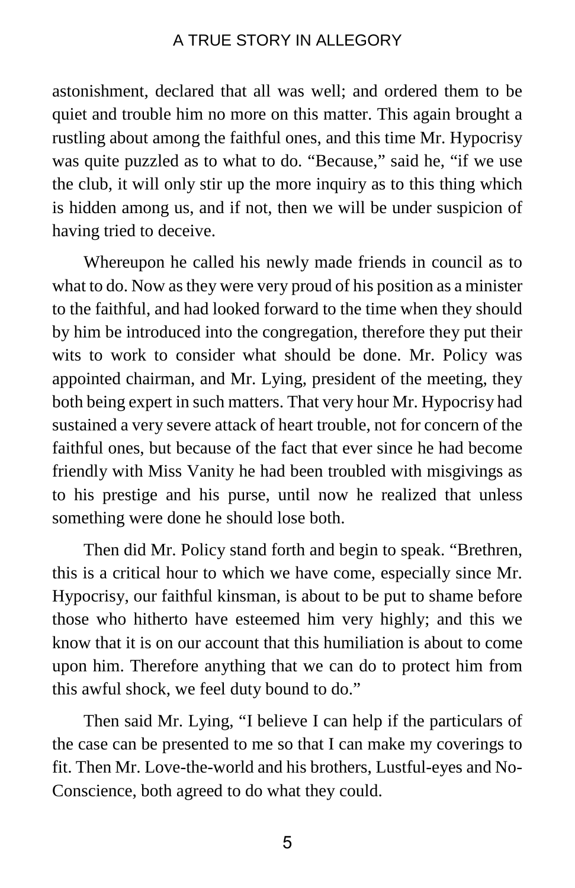astonishment, declared that all was well; and ordered them to be quiet and trouble him no more on this matter. This again brought a rustling about among the faithful ones, and this time Mr. Hypocrisy was quite puzzled as to what to do. "Because," said he, "if we use the club, it will only stir up the more inquiry as to this thing which is hidden among us, and if not, then we will be under suspicion of having tried to deceive.

Whereupon he called his newly made friends in council as to what to do. Now as they were very proud of his position as a minister to the faithful, and had looked forward to the time when they should by him be introduced into the congregation, therefore they put their wits to work to consider what should be done. Mr. Policy was appointed chairman, and Mr. Lying, president of the meeting, they both being expert in such matters. That very hour Mr. Hypocrisy had sustained a very severe attack of heart trouble, not for concern of the faithful ones, but because of the fact that ever since he had become friendly with Miss Vanity he had been troubled with misgivings as to his prestige and his purse, until now he realized that unless something were done he should lose both.

Then did Mr. Policy stand forth and begin to speak. "Brethren, this is a critical hour to which we have come, especially since Mr. Hypocrisy, our faithful kinsman, is about to be put to shame before those who hitherto have esteemed him very highly; and this we know that it is on our account that this humiliation is about to come upon him. Therefore anything that we can do to protect him from this awful shock, we feel duty bound to do."

Then said Mr. Lying, "I believe I can help if the particulars of the case can be presented to me so that I can make my coverings to fit. Then Mr. Love-the-world and his brothers, Lustful-eyes and No-Conscience, both agreed to do what they could.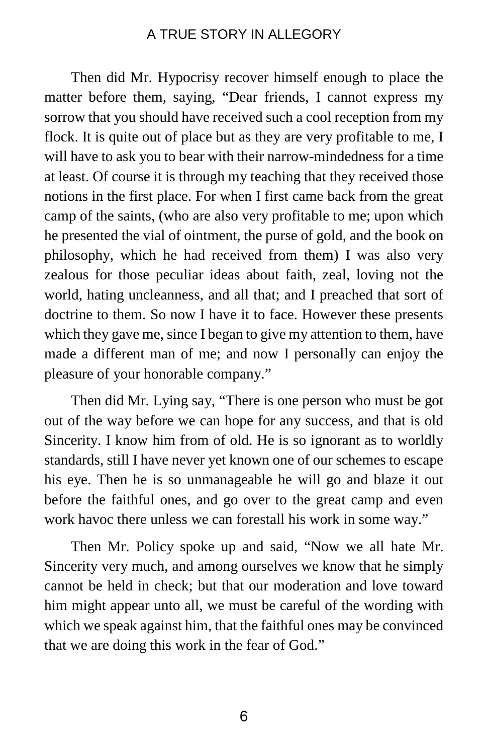Then did Mr. Hypocrisy recover himself enough to place the matter before them, saying, "Dear friends, I cannot express my sorrow that you should have received such a cool reception from my flock. It is quite out of place but as they are very profitable to me, I will have to ask you to bear with their narrow-mindedness for a time at least. Of course it is through my teaching that they received those notions in the first place. For when I first came back from the great camp of the saints, (who are also very profitable to me; upon which he presented the vial of ointment, the purse of gold, and the book on philosophy, which he had received from them) I was also very zealous for those peculiar ideas about faith, zeal, loving not the world, hating uncleanness, and all that; and I preached that sort of doctrine to them. So now I have it to face. However these presents which they gave me, since I began to give my attention to them, have made a different man of me; and now I personally can enjoy the pleasure of your honorable company."

Then did Mr. Lying say, "There is one person who must be got out of the way before we can hope for any success, and that is old Sincerity. I know him from of old. He is so ignorant as to worldly standards, still I have never yet known one of our schemes to escape his eye. Then he is so unmanageable he will go and blaze it out before the faithful ones, and go over to the great camp and even work havoc there unless we can forestall his work in some way."

Then Mr. Policy spoke up and said, "Now we all hate Mr. Sincerity very much, and among ourselves we know that he simply cannot be held in check; but that our moderation and love toward him might appear unto all, we must be careful of the wording with which we speak against him, that the faithful ones may be convinced that we are doing this work in the fear of God."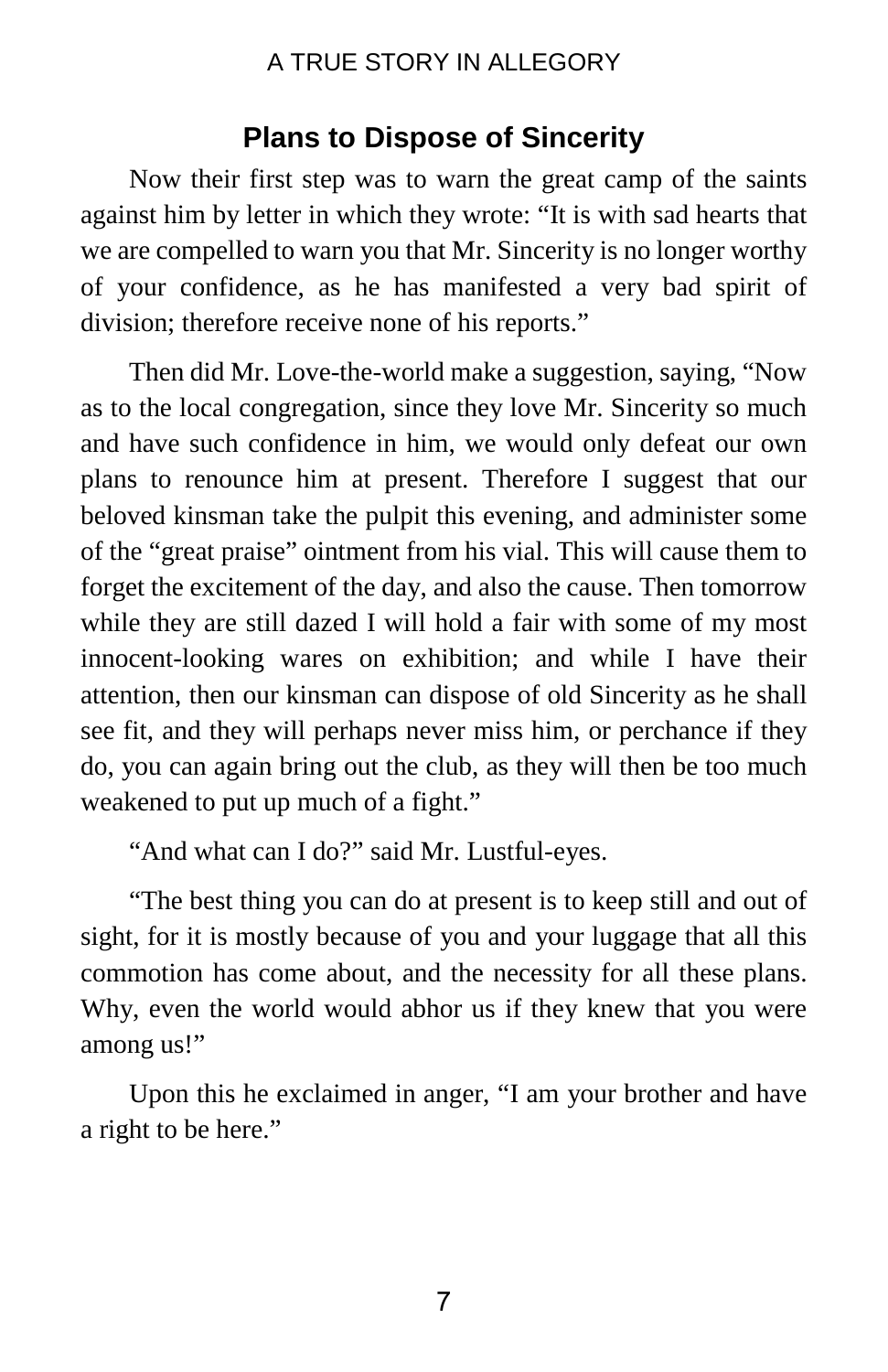## Plans to Dispose of Sincerity

Now their first step was to warn the great camp of the saints against him by letter in which they wrote: "It is with sad hearts that we are compelled to warn you that Mr. Sincerity is no longer worthy of your confidence, as he has manifested a very bad spirit of division; therefore receive none of his reports."

Then did Mr. Love-the-world make a suggestion, saying, "Now as to the local congregation, since they love Mr. Sincerity so much and have such confidence in him, we would only defeat our own plans to renounce him at present. Therefore I suggest that our beloved kinsman take the pulpit this evening, and administer some of the "great praise" ointment from his vial. This will cause them to forget the excitement of the day, and also the cause. Then tomorrow while they are still dazed I will hold a fair with some of my most innocent-looking wares on exhibition; and while I have their attention, then our kinsman can dispose of old Sincerity as he shall see fit, and they will perhaps never miss him, or perchance if they do, you can again bring out the club, as they will then be too much weakened to put up much of a fight."

"And what can I do?" said Mr. Lustful-eyes.

"The best thing you can do at present is to keep still and out of sight, for it is mostly because of you and your luggage that all this commotion has come about, and the necessity for all these plans. Why, even the world would abhor us if they knew that you were among us!"

Upon this he exclaimed in anger, "I am your brother and have a right to be here."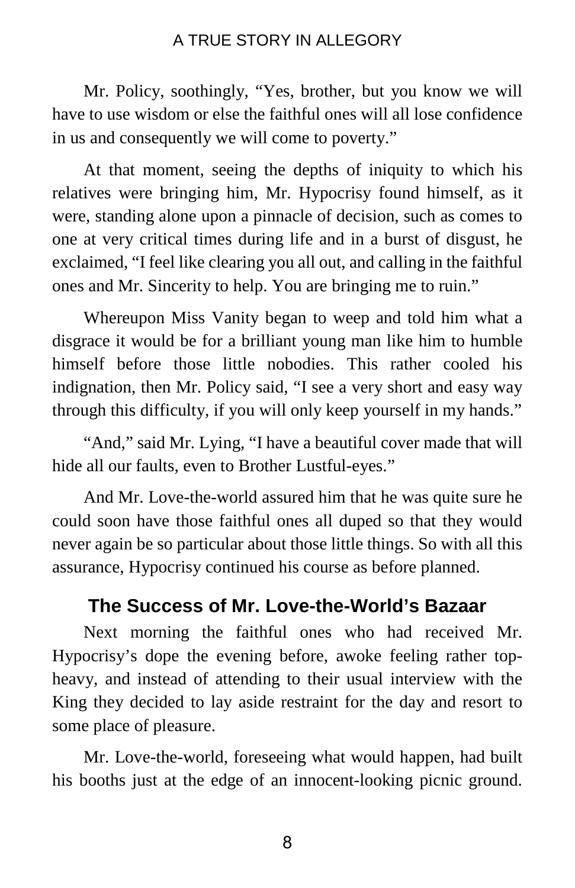Mr. Policy, soothingly, “Yes, brother, but you know we will have to use wisdom or else the faithful ones will all lose confidence in us and consequently we will come to poverty.”

At that moment, seeing the depths of iniquity to which his relatives were bringing him, Mr. Hypocrisy found himself, as it were, standing alone upon a pinnacle of decision, such as comes to one at very critical times during life and in a burst of disgust, he exclaimed, “I feel like clearing you all out, and calling in the faithful ones and Mr. Sincerity to help. You are bringing me to ruin.”

Whereupon Miss Vanity began to weep and told him what a disgrace it would be for a brilliant young man like him to humble himself before those little nobodies. This rather cooled his indignation, then Mr. Policy said, “I see a very short and easy way through this difficulty, if you will only keep yourself in my hands.”

“And,” said Mr. Lying, “I have a beautiful cover made that will hide all our faults, even to Brother Lustful-eyes.”

And Mr. Love-the-world assured him that he was quite sure he could soon have those faithful ones all duped so that they would never again be so particular about those little things. So with all this assurance, Hypocrisy continued his course as before planned.

## The Success of Mr. Love-the-World’s Bazaar

Next morning the faithful ones who had received Mr. Hypocrisy’s dope the evening before, awoke feeling rather top-heavy, and instead of attending to their usual interview with the King they decided to lay aside restraint for the day and resort to some place of pleasure.

Mr. Love-the-world, foreseeing what would happen, had built his booths just at the edge of an innocent-looking picnic ground.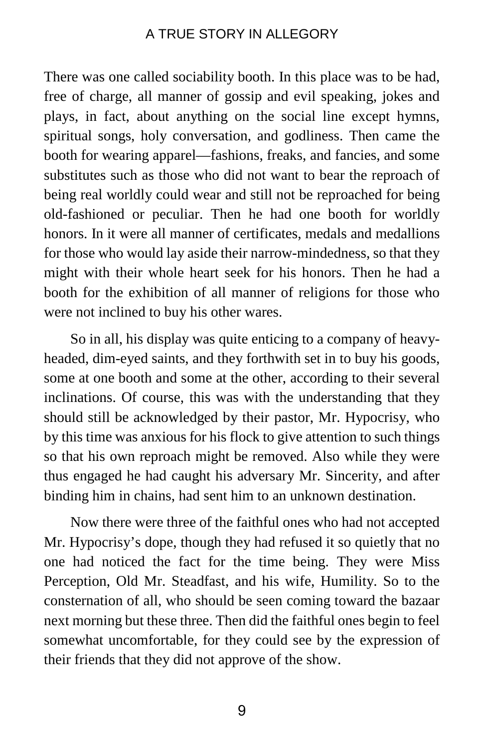There was one called sociability booth. In this place was to be had, free of charge, all manner of gossip and evil speaking, jokes and plays, in fact, about anything on the social line except hymns, spiritual songs, holy conversation, and godliness. Then came the booth for wearing apparel—fashions, freaks, and fancies, and some substitutes such as those who did not want to bear the reproach of being real worldly could wear and still not be reproached for being old-fashioned or peculiar. Then he had one booth for worldly honors. In it were all manner of certificates, medals and medallions for those who would lay aside their narrow-mindedness, so that they might with their whole heart seek for his honors. Then he had a booth for the exhibition of all manner of religions for those who were not inclined to buy his other wares.

So in all, his display was quite enticing to a company of heavy-headed, dim-eyed saints, and they forthwith set in to buy his goods, some at one booth and some at the other, according to their several inclinations. Of course, this was with the understanding that they should still be acknowledged by their pastor, Mr. Hypocrisy, who by this time was anxious for his flock to give attention to such things so that his own reproach might be removed. Also while they were thus engaged he had caught his adversary Mr. Sincerity, and after binding him in chains, had sent him to an unknown destination.

Now there were three of the faithful ones who had not accepted Mr. Hypocrisy's dope, though they had refused it so quietly that no one had noticed the fact for the time being. They were Miss Perception, Old Mr. Steadfast, and his wife, Humility. So to the consternation of all, who should be seen coming toward the bazaar next morning but these three. Then did the faithful ones begin to feel somewhat uncomfortable, for they could see by the expression of their friends that they did not approve of the show.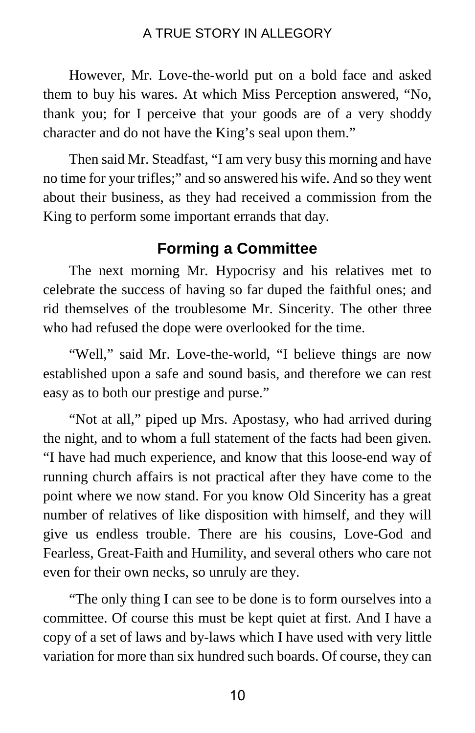However, Mr. Love-the-world put on a bold face and asked them to buy his wares. At which Miss Perception answered, "No, thank you; for I perceive that your goods are of a very shoddy character and do not have the King's seal upon them."

Then said Mr. Steadfast, "I am very busy this morning and have no time for your trifles;" and so answered his wife. And so they went about their business, as they had received a commission from the King to perform some important errands that day.

## Forming a Committee

The next morning Mr. Hypocrisy and his relatives met to celebrate the success of having so far duped the faithful ones; and rid themselves of the troublesome Mr. Sincerity. The other three who had refused the dope were overlooked for the time.

"Well," said Mr. Love-the-world, "I believe things are now established upon a safe and sound basis, and therefore we can rest easy as to both our prestige and purse."

"Not at all," piped up Mrs. Apostasy, who had arrived during the night, and to whom a full statement of the facts had been given. "I have had much experience, and know that this loose-end way of running church affairs is not practical after they have come to the point where we now stand. For you know Old Sincerity has a great number of relatives of like disposition with himself, and they will give us endless trouble. There are his cousins, Love-God and Fearless, Great-Faith and Humility, and several others who care not even for their own necks, so unruly are they.

"The only thing I can see to be done is to form ourselves into a committee. Of course this must be kept quiet at first. And I have a copy of a set of laws and by-laws which I have used with very little variation for more than six hundred such boards. Of course, they can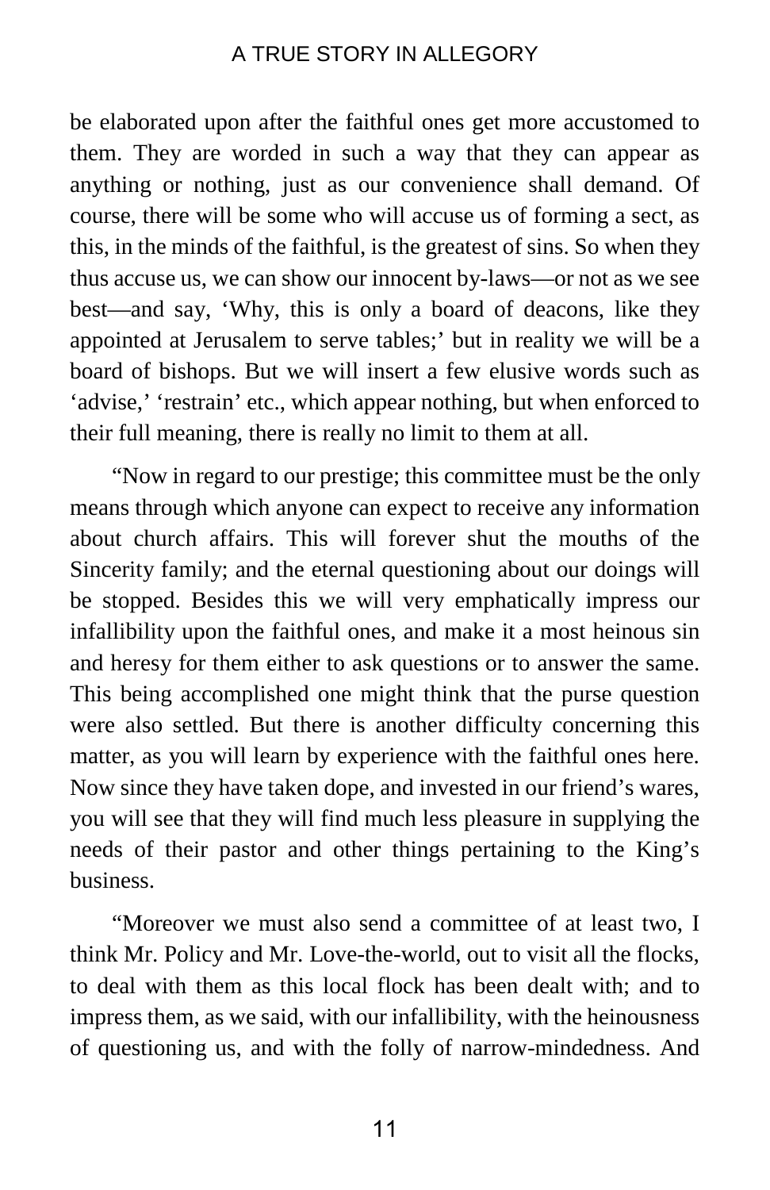be elaborated upon after the faithful ones get more accustomed to them. They are worded in such a way that they can appear as anything or nothing, just as our convenience shall demand. Of course, there will be some who will accuse us of forming a sect, as this, in the minds of the faithful, is the greatest of sins. So when they thus accuse us, we can show our innocent by-laws—or not as we see best—and say, 'Why, this is only a board of deacons, like they appointed at Jerusalem to serve tables;' but in reality we will be a board of bishops. But we will insert a few elusive words such as 'advise,' 'restrain' etc., which appear nothing, but when enforced to their full meaning, there is really no limit to them at all.

"Now in regard to our prestige; this committee must be the only means through which anyone can expect to receive any information about church affairs. This will forever shut the mouths of the Sincerity family; and the eternal questioning about our doings will be stopped. Besides this we will very emphatically impress our infallibility upon the faithful ones, and make it a most heinous sin and heresy for them either to ask questions or to answer the same. This being accomplished one might think that the purse question were also settled. But there is another difficulty concerning this matter, as you will learn by experience with the faithful ones here. Now since they have taken dope, and invested in our friend's wares, you will see that they will find much less pleasure in supplying the needs of their pastor and other things pertaining to the King's business.

"Moreover we must also send a committee of at least two, I think Mr. Policy and Mr. Love-the-world, out to visit all the flocks, to deal with them as this local flock has been dealt with; and to impress them, as we said, with our infallibility, with the heinousness of questioning us, and with the folly of narrow-mindedness. And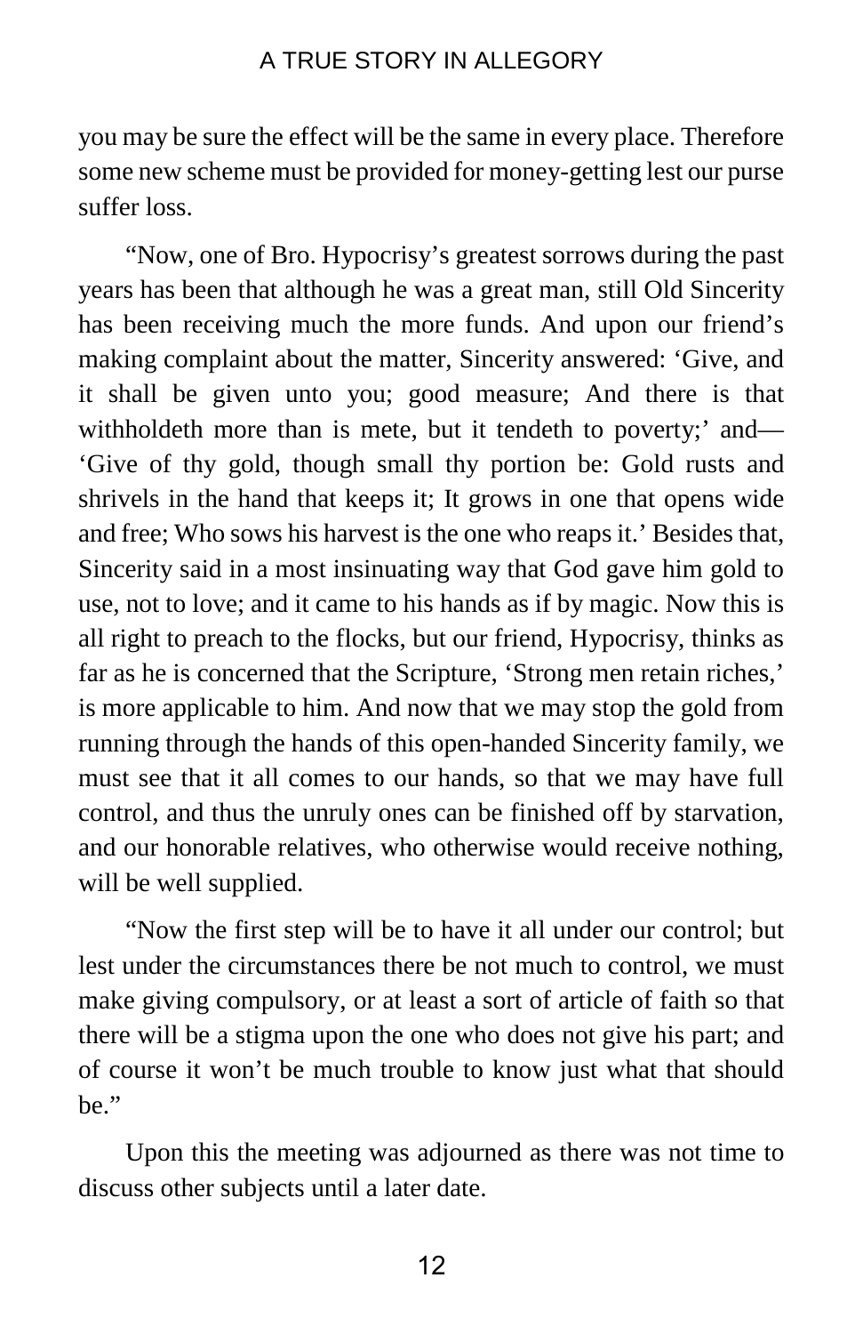you may be sure the effect will be the same in every place. Therefore some new scheme must be provided for money-getting lest our purse suffer loss.

"Now, one of Bro. Hypocrisy's greatest sorrows during the past years has been that although he was a great man, still Old Sincerity has been receiving much the more funds. And upon our friend's making complaint about the matter, Sincerity answered: 'Give, and it shall be given unto you; good measure; And there is that withholdeth more than is mete, but it tendeth to poverty;' and—'Give of thy gold, though small thy portion be: Gold rusts and shrivels in the hand that keeps it; It grows in one that opens wide and free; Who sows his harvest is the one who reaps it.' Besides that, Sincerity said in a most insinuating way that God gave him gold to use, not to love; and it came to his hands as if by magic. Now this is all right to preach to the flocks, but our friend, Hypocrisy, thinks as far as he is concerned that the Scripture, 'Strong men retain riches,' is more applicable to him. And now that we may stop the gold from running through the hands of this open-handed Sincerity family, we must see that it all comes to our hands, so that we may have full control, and thus the unruly ones can be finished off by starvation, and our honorable relatives, who otherwise would receive nothing, will be well supplied.

"Now the first step will be to have it all under our control; but lest under the circumstances there be not much to control, we must make giving compulsory, or at least a sort of article of faith so that there will be a stigma upon the one who does not give his part; and of course it won't be much trouble to know just what that should be."

Upon this the meeting was adjourned as there was not time to discuss other subjects until a later date.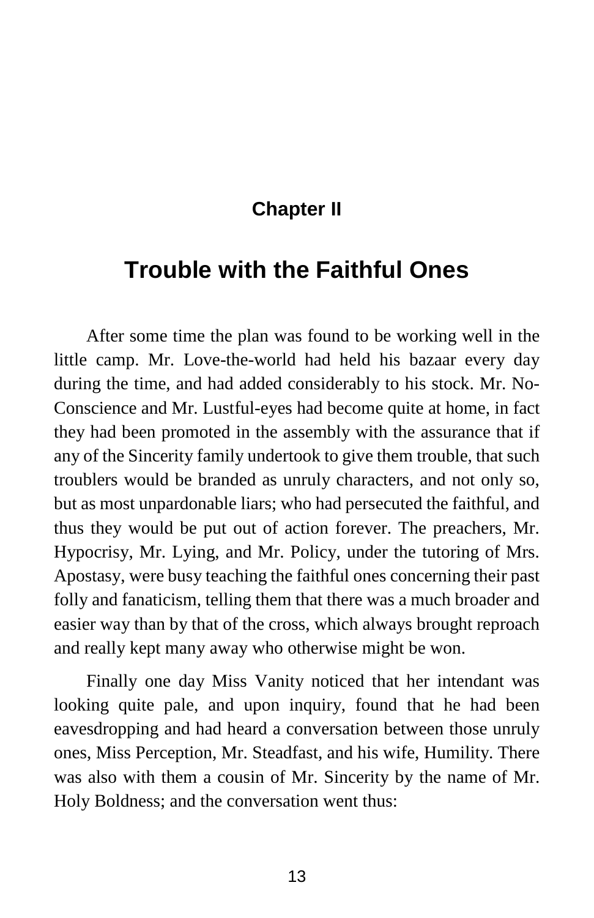## Chapter II

# Trouble with the Faithful Ones

After some time the plan was found to be working well in the little camp. Mr. Love-the-world had held his bazaar every day during the time, and had added considerably to his stock. Mr. No-Conscience and Mr. Lustful-eyes had become quite at home, in fact they had been promoted in the assembly with the assurance that if any of the Sincerity family undertook to give them trouble, that such troublers would be branded as unruly characters, and not only so, but as most unpardonable liars; who had persecuted the faithful, and thus they would be put out of action forever. The preachers, Mr. Hypocrisy, Mr. Lying, and Mr. Policy, under the tutoring of Mrs. Apostasy, were busy teaching the faithful ones concerning their past folly and fanaticism, telling them that there was a much broader and easier way than by that of the cross, which always brought reproach and really kept many away who otherwise might be won.

Finally one day Miss Vanity noticed that her intendant was looking quite pale, and upon inquiry, found that he had been eavesdropping and had heard a conversation between those unruly ones, Miss Perception, Mr. Steadfast, and his wife, Humility. There was also with them a cousin of Mr. Sincerity by the name of Mr. Holy Boldness; and the conversation went thus: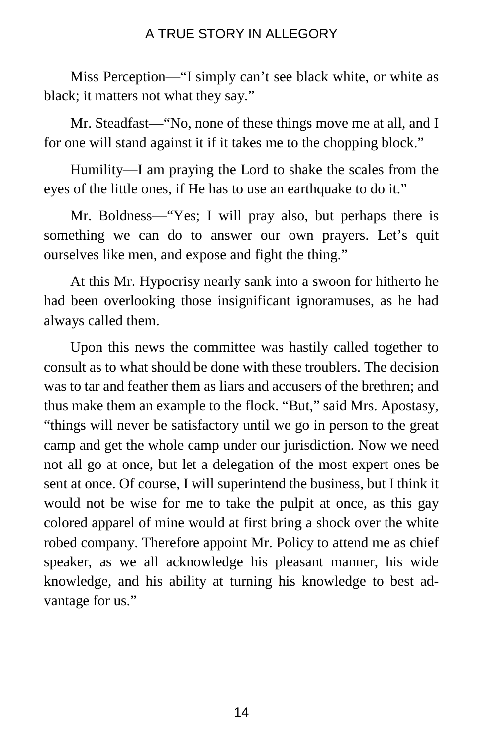Miss Perception—"I simply can't see black white, or white as black; it matters not what they say."

Mr. Steadfast—"No, none of these things move me at all, and I for one will stand against it if it takes me to the chopping block."

Humility—I am praying the Lord to shake the scales from the eyes of the little ones, if He has to use an earthquake to do it."

Mr. Boldness—"Yes; I will pray also, but perhaps there is something we can do to answer our own prayers. Let's quit ourselves like men, and expose and fight the thing."

At this Mr. Hypocrisy nearly sank into a swoon for hitherto he had been overlooking those insignificant ignoramuses, as he had always called them.

Upon this news the committee was hastily called together to consult as to what should be done with these troublers. The decision was to tar and feather them as liars and accusers of the brethren; and thus make them an example to the flock. "But," said Mrs. Apostasy, "things will never be satisfactory until we go in person to the great camp and get the whole camp under our jurisdiction. Now we need not all go at once, but let a delegation of the most expert ones be sent at once. Of course, I will superintend the business, but I think it would not be wise for me to take the pulpit at once, as this gay colored apparel of mine would at first bring a shock over the white robed company. Therefore appoint Mr. Policy to attend me as chief speaker, as we all acknowledge his pleasant manner, his wide knowledge, and his ability at turning his knowledge to best advantage for us."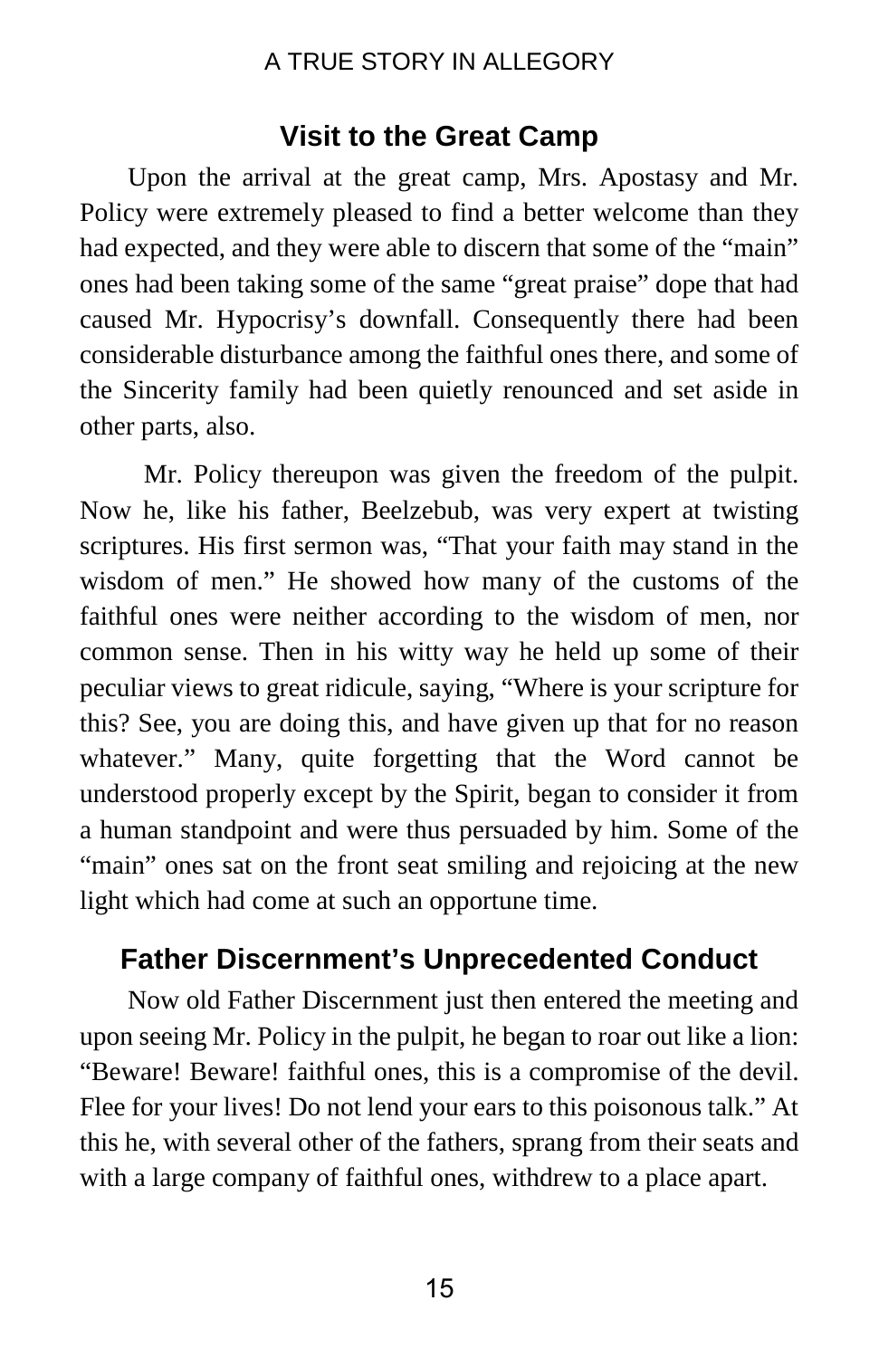## Visit to the Great Camp

Upon the arrival at the great camp, Mrs. Apostasy and Mr. Policy were extremely pleased to find a better welcome than they had expected, and they were able to discern that some of the "main" ones had been taking some of the same "great praise" dope that had caused Mr. Hypocrisy's downfall. Consequently there had been considerable disturbance among the faithful ones there, and some of the Sincerity family had been quietly renounced and set aside in other parts, also.

Mr. Policy thereupon was given the freedom of the pulpit. Now he, like his father, Beelzebub, was very expert at twisting scriptures. His first sermon was, "That your faith may stand in the wisdom of men." He showed how many of the customs of the faithful ones were neither according to the wisdom of men, nor common sense. Then in his witty way he held up some of their peculiar views to great ridicule, saying, "Where is your scripture for this? See, you are doing this, and have given up that for no reason whatever." Many, quite forgetting that the Word cannot be understood properly except by the Spirit, began to consider it from a human standpoint and were thus persuaded by him. Some of the "main" ones sat on the front seat smiling and rejoicing at the new light which had come at such an opportune time.

## Father Discernment's Unprecedented Conduct

Now old Father Discernment just then entered the meeting and upon seeing Mr. Policy in the pulpit, he began to roar out like a lion: "Beware! Beware! faithful ones, this is a compromise of the devil. Flee for your lives! Do not lend your ears to this poisonous talk." At this he, with several other of the fathers, sprang from their seats and with a large company of faithful ones, withdrew to a place apart.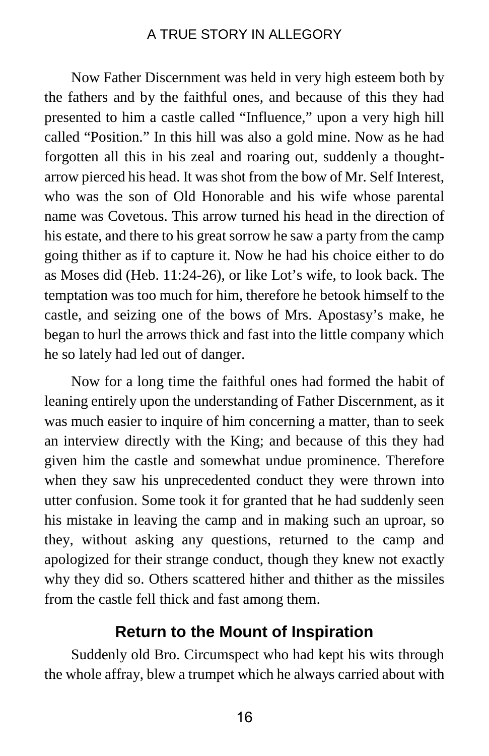Now Father Discernment was held in very high esteem both by the fathers and by the faithful ones, and because of this they had presented to him a castle called "Influence," upon a very high hill called "Position." In this hill was also a gold mine. Now as he had forgotten all this in his zeal and roaring out, suddenly a thought-arrow pierced his head. It was shot from the bow of Mr. Self Interest, who was the son of Old Honorable and his wife whose parental name was Covetous. This arrow turned his head in the direction of his estate, and there to his great sorrow he saw a party from the camp going thither as if to capture it. Now he had his choice either to do as Moses did (Heb. 11:24-26), or like Lot's wife, to look back. The temptation was too much for him, therefore he betook himself to the castle, and seizing one of the bows of Mrs. Apostasy's make, he began to hurl the arrows thick and fast into the little company which he so lately had led out of danger.

Now for a long time the faithful ones had formed the habit of leaning entirely upon the understanding of Father Discernment, as it was much easier to inquire of him concerning a matter, than to seek an interview directly with the King; and because of this they had given him the castle and somewhat undue prominence. Therefore when they saw his unprecedented conduct they were thrown into utter confusion. Some took it for granted that he had suddenly seen his mistake in leaving the camp and in making such an uproar, so they, without asking any questions, returned to the camp and apologized for their strange conduct, though they knew not exactly why they did so. Others scattered hither and thither as the missiles from the castle fell thick and fast among them.

## Return to the Mount of Inspiration

Suddenly old Bro. Circumspect who had kept his wits through the whole affray, blew a trumpet which he always carried about with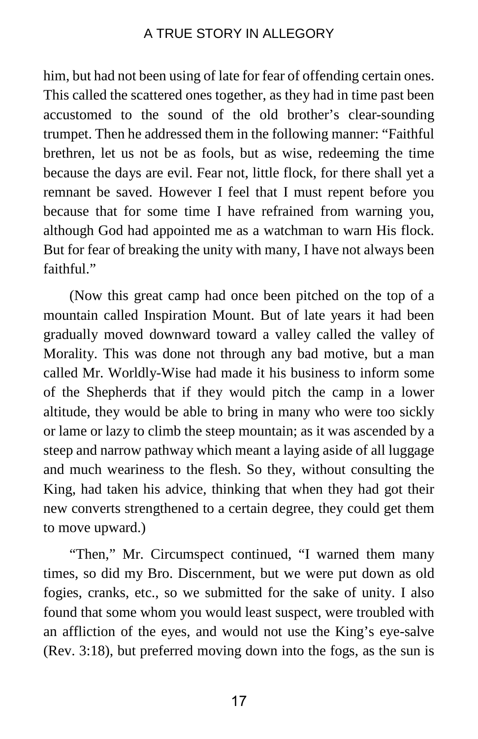him, but had not been using of late for fear of offending certain ones. This called the scattered ones together, as they had in time past been accustomed to the sound of the old brother's clear-sounding trumpet. Then he addressed them in the following manner: "Faithful brethren, let us not be as fools, but as wise, redeeming the time because the days are evil. Fear not, little flock, for there shall yet a remnant be saved. However I feel that I must repent before you because that for some time I have refrained from warning you, although God had appointed me as a watchman to warn His flock. But for fear of breaking the unity with many, I have not always been faithful."

(Now this great camp had once been pitched on the top of a mountain called Inspiration Mount. But of late years it had been gradually moved downward toward a valley called the valley of Morality. This was done not through any bad motive, but a man called Mr. Worldly-Wise had made it his business to inform some of the Shepherds that if they would pitch the camp in a lower altitude, they would be able to bring in many who were too sickly or lame or lazy to climb the steep mountain; as it was ascended by a steep and narrow pathway which meant a laying aside of all luggage and much weariness to the flesh. So they, without consulting the King, had taken his advice, thinking that when they had got their new converts strengthened to a certain degree, they could get them to move upward.)

"Then," Mr. Circumspect continued, "I warned them many times, so did my Bro. Discernment, but we were put down as old fogies, cranks, etc., so we submitted for the sake of unity. I also found that some whom you would least suspect, were troubled with an affliction of the eyes, and would not use the King's eye-salve (Rev. 3:18), but preferred moving down into the fogs, as the sun is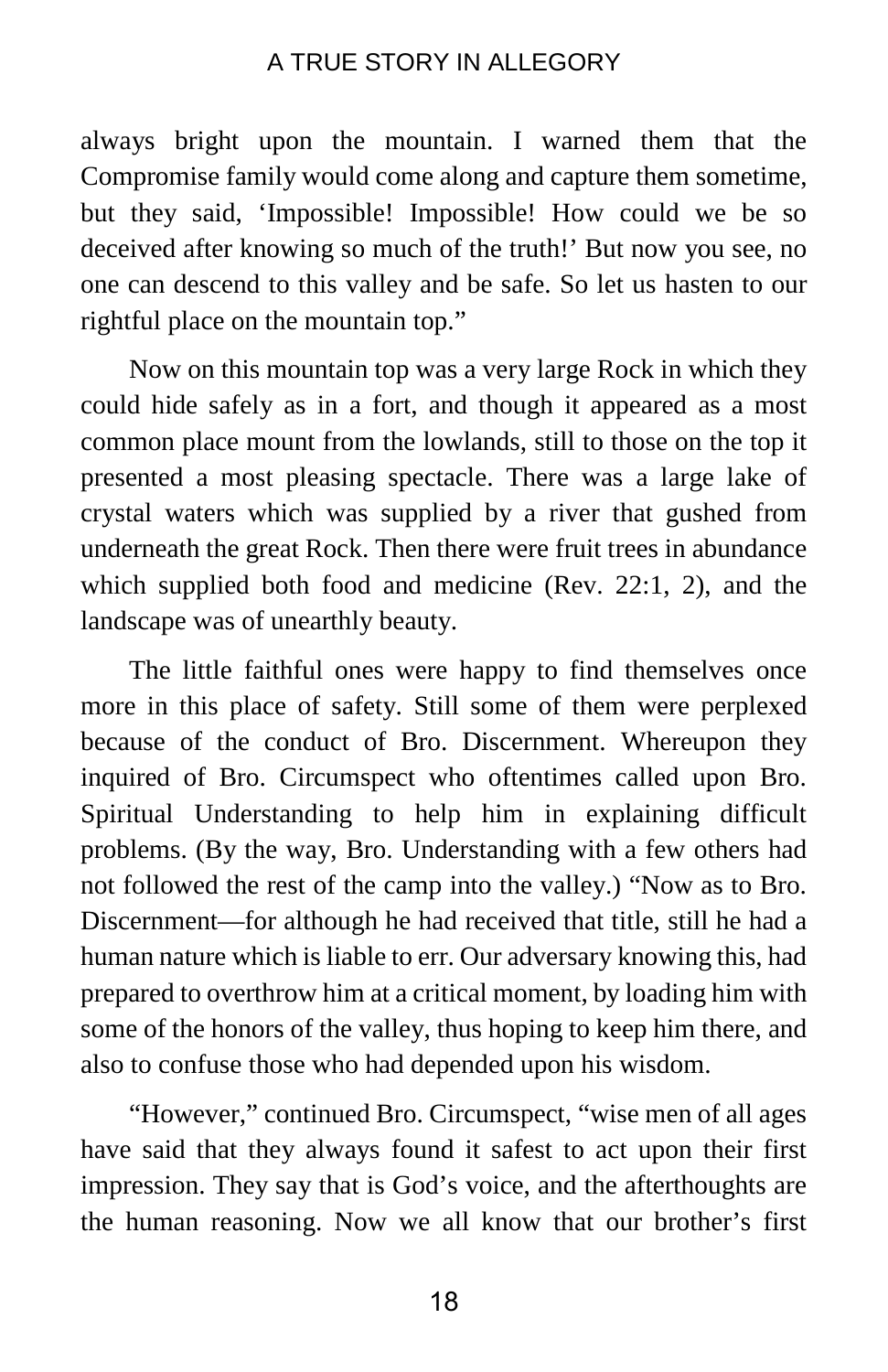always bright upon the mountain. I warned them that the Compromise family would come along and capture them sometime, but they said, 'Impossible! Impossible! How could we be so deceived after knowing so much of the truth!' But now you see, no one can descend to this valley and be safe. So let us hasten to our rightful place on the mountain top."

Now on this mountain top was a very large Rock in which they could hide safely as in a fort, and though it appeared as a most common place mount from the lowlands, still to those on the top it presented a most pleasing spectacle. There was a large lake of crystal waters which was supplied by a river that gushed from underneath the great Rock. Then there were fruit trees in abundance which supplied both food and medicine (Rev. 22:1, 2), and the landscape was of unearthly beauty.

The little faithful ones were happy to find themselves once more in this place of safety. Still some of them were perplexed because of the conduct of Bro. Discernment. Whereupon they inquired of Bro. Circumspect who oftentimes called upon Bro. Spiritual Understanding to help him in explaining difficult problems. (By the way, Bro. Understanding with a few others had not followed the rest of the camp into the valley.) "Now as to Bro. Discernment—for although he had received that title, still he had a human nature which is liable to err. Our adversary knowing this, had prepared to overthrow him at a critical moment, by loading him with some of the honors of the valley, thus hoping to keep him there, and also to confuse those who had depended upon his wisdom.

"However," continued Bro. Circumspect, "wise men of all ages have said that they always found it safest to act upon their first impression. They say that is God's voice, and the afterthoughts are the human reasoning. Now we all know that our brother's first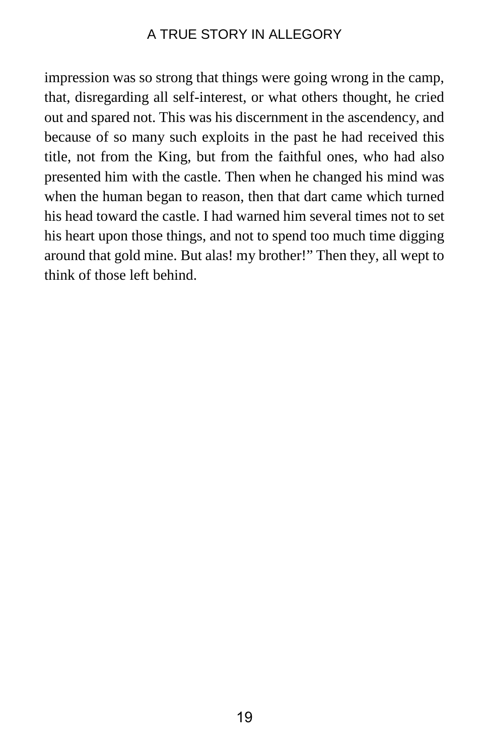impression was so strong that things were going wrong in the camp, that, disregarding all self-interest, or what others thought, he cried out and spared not. This was his discernment in the ascendency, and because of so many such exploits in the past he had received this title, not from the King, but from the faithful ones, who had also presented him with the castle. Then when he changed his mind was when the human began to reason, then that dart came which turned his head toward the castle. I had warned him several times not to set his heart upon those things, and not to spend too much time digging around that gold mine. But alas! my brother!" Then they, all wept to think of those left behind.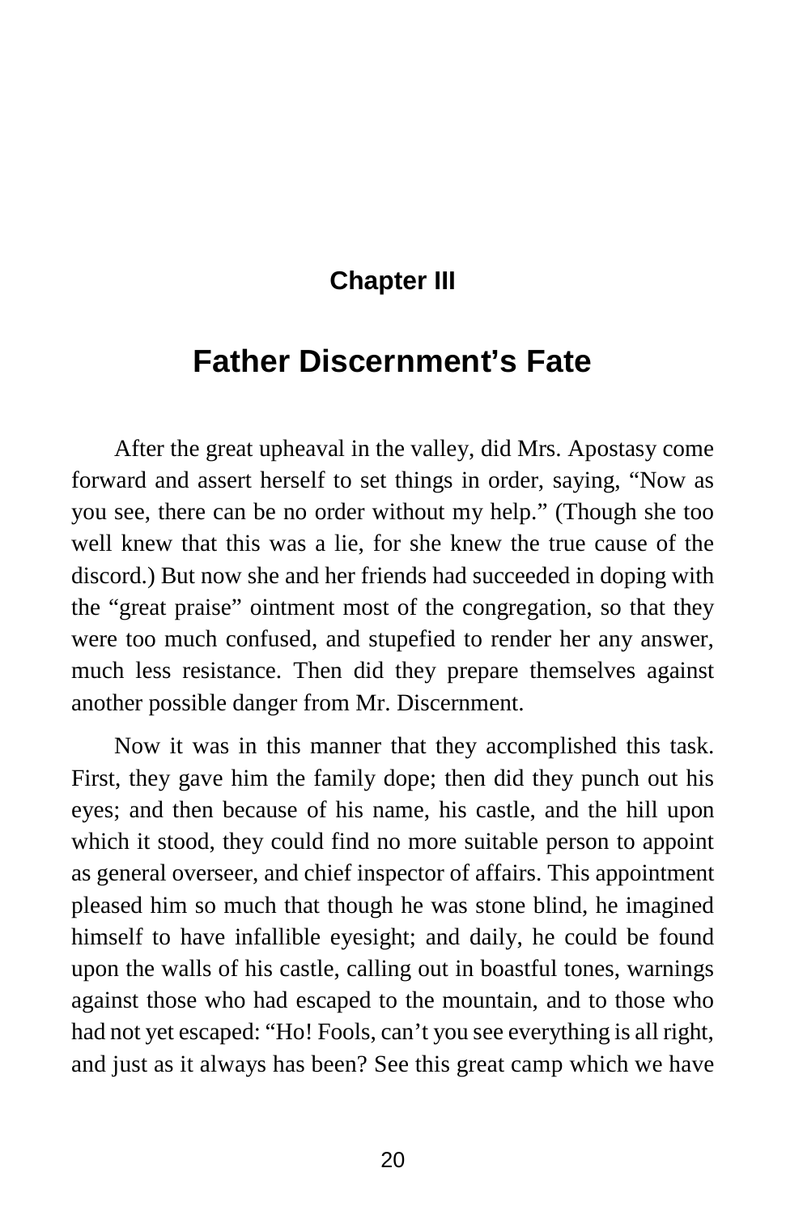## Chapter III

# Father Discernment's Fate

After the great upheaval in the valley, did Mrs. Apostasy come forward and assert herself to set things in order, saying, "Now as you see, there can be no order without my help." (Though she too well knew that this was a lie, for she knew the true cause of the discord.) But now she and her friends had succeeded in doping with the "great praise" ointment most of the congregation, so that they were too much confused, and stupefied to render her any answer, much less resistance. Then did they prepare themselves against another possible danger from Mr. Discernment.

Now it was in this manner that they accomplished this task. First, they gave him the family dope; then did they punch out his eyes; and then because of his name, his castle, and the hill upon which it stood, they could find no more suitable person to appoint as general overseer, and chief inspector of affairs. This appointment pleased him so much that though he was stone blind, he imagined himself to have infallible eyesight; and daily, he could be found upon the walls of his castle, calling out in boastful tones, warnings against those who had escaped to the mountain, and to those who had not yet escaped: "Ho! Fools, can't you see everything is all right, and just as it always has been? See this great camp which we have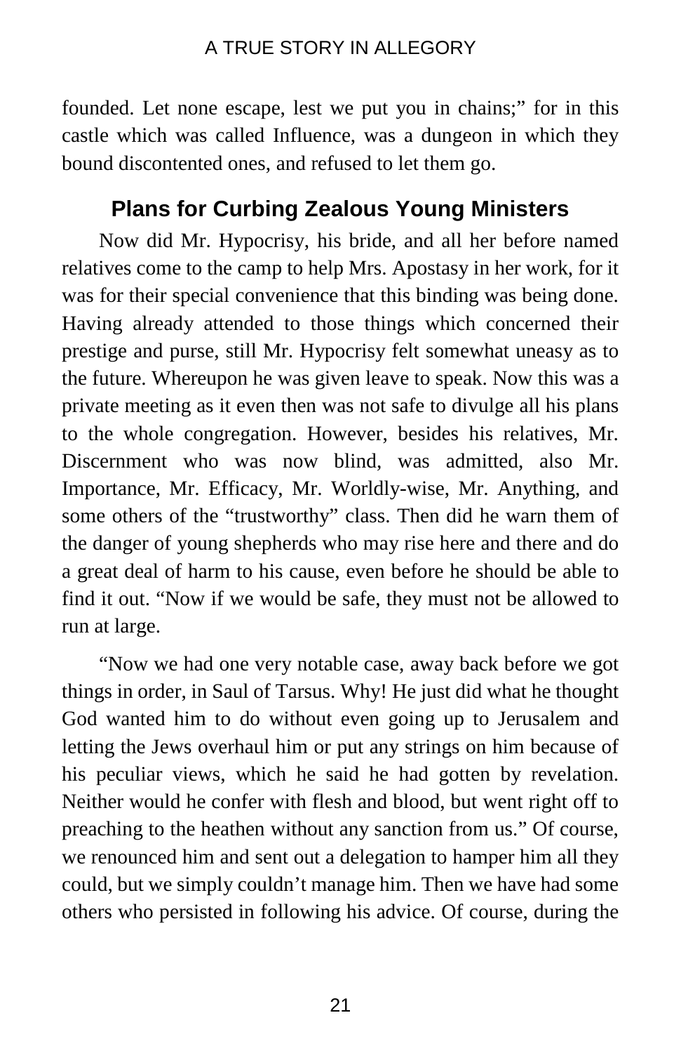founded. Let none escape, lest we put you in chains;" for in this castle which was called Influence, was a dungeon in which they bound discontented ones, and refused to let them go.

## Plans for Curbing Zealous Young Ministers

Now did Mr. Hypocrisy, his bride, and all her before named relatives come to the camp to help Mrs. Apostasy in her work, for it was for their special convenience that this binding was being done. Having already attended to those things which concerned their prestige and purse, still Mr. Hypocrisy felt somewhat uneasy as to the future. Whereupon he was given leave to speak. Now this was a private meeting as it even then was not safe to divulge all his plans to the whole congregation. However, besides his relatives, Mr. Discernment who was now blind, was admitted, also Mr. Importance, Mr. Efficacy, Mr. Worldly-wise, Mr. Anything, and some others of the "trustworthy" class. Then did he warn them of the danger of young shepherds who may rise here and there and do a great deal of harm to his cause, even before he should be able to find it out. "Now if we would be safe, they must not be allowed to run at large.

"Now we had one very notable case, away back before we got things in order, in Saul of Tarsus. Why! He just did what he thought God wanted him to do without even going up to Jerusalem and letting the Jews overhaul him or put any strings on him because of his peculiar views, which he said he had gotten by revelation. Neither would he confer with flesh and blood, but went right off to preaching to the heathen without any sanction from us." Of course, we renounced him and sent out a delegation to hamper him all they could, but we simply couldn't manage him. Then we have had some others who persisted in following his advice. Of course, during the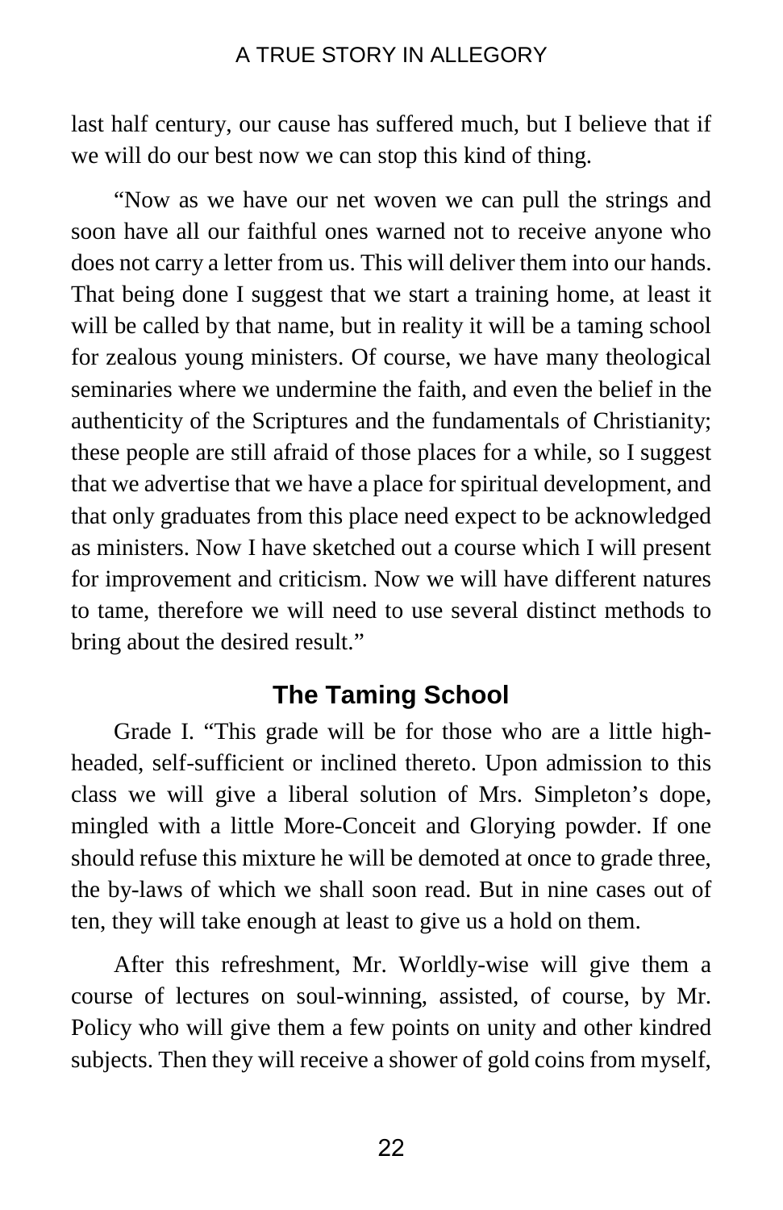last half century, our cause has suffered much, but I believe that if we will do our best now we can stop this kind of thing.

"Now as we have our net woven we can pull the strings and soon have all our faithful ones warned not to receive anyone who does not carry a letter from us. This will deliver them into our hands. That being done I suggest that we start a training home, at least it will be called by that name, but in reality it will be a taming school for zealous young ministers. Of course, we have many theological seminaries where we undermine the faith, and even the belief in the authenticity of the Scriptures and the fundamentals of Christianity; these people are still afraid of those places for a while, so I suggest that we advertise that we have a place for spiritual development, and that only graduates from this place need expect to be acknowledged as ministers. Now I have sketched out a course which I will present for improvement and criticism. Now we will have different natures to tame, therefore we will need to use several distinct methods to bring about the desired result."

## The Taming School

Grade I. "This grade will be for those who are a little high-headed, self-sufficient or inclined thereto. Upon admission to this class we will give a liberal solution of Mrs. Simpleton's dope, mingled with a little More-Conceit and Glorying powder. If one should refuse this mixture he will be demoted at once to grade three, the by-laws of which we shall soon read. But in nine cases out of ten, they will take enough at least to give us a hold on them.

After this refreshment, Mr. Worldly-wise will give them a course of lectures on soul-winning, assisted, of course, by Mr. Policy who will give them a few points on unity and other kindred subjects. Then they will receive a shower of gold coins from myself,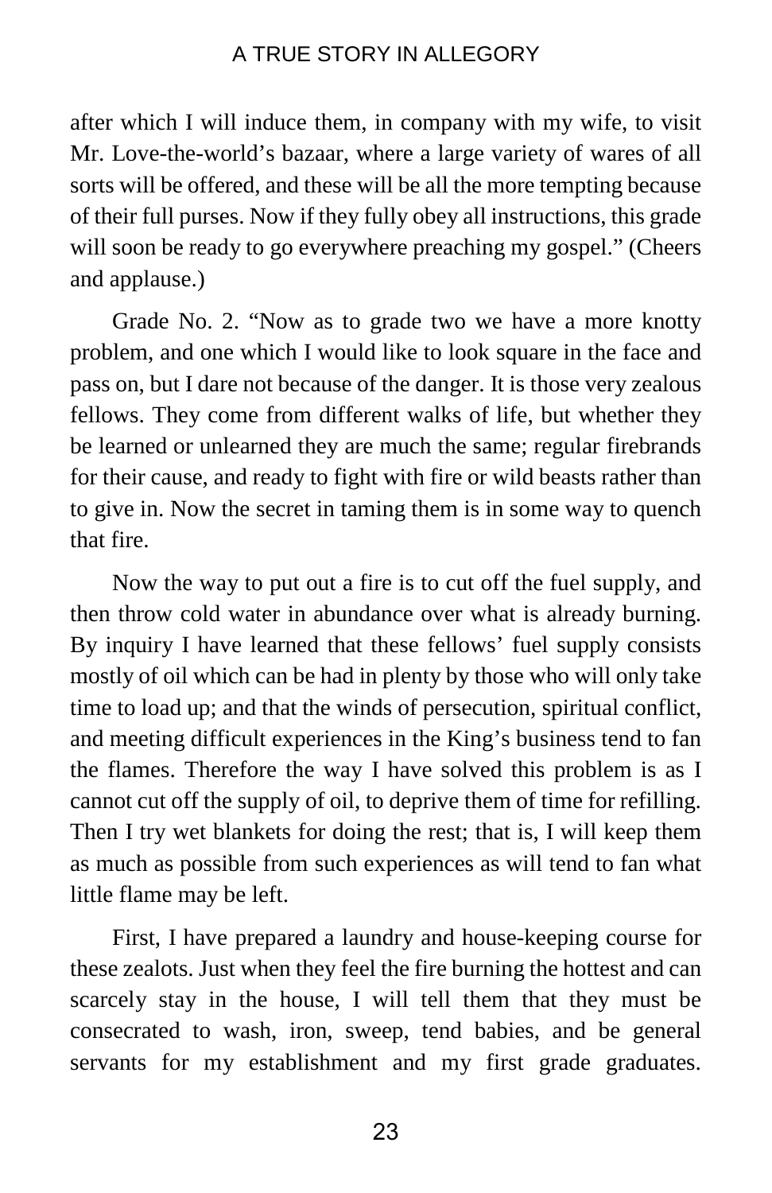after which I will induce them, in company with my wife, to visit Mr. Love-the-world's bazaar, where a large variety of wares of all sorts will be offered, and these will be all the more tempting because of their full purses. Now if they fully obey all instructions, this grade will soon be ready to go everywhere preaching my gospel." (Cheers and applause.)

Grade No. 2. "Now as to grade two we have a more knotty problem, and one which I would like to look square in the face and pass on, but I dare not because of the danger. It is those very zealous fellows. They come from different walks of life, but whether they be learned or unlearned they are much the same; regular firebrands for their cause, and ready to fight with fire or wild beasts rather than to give in. Now the secret in taming them is in some way to quench that fire.

Now the way to put out a fire is to cut off the fuel supply, and then throw cold water in abundance over what is already burning. By inquiry I have learned that these fellows' fuel supply consists mostly of oil which can be had in plenty by those who will only take time to load up; and that the winds of persecution, spiritual conflict, and meeting difficult experiences in the King's business tend to fan the flames. Therefore the way I have solved this problem is as I cannot cut off the supply of oil, to deprive them of time for refilling. Then I try wet blankets for doing the rest; that is, I will keep them as much as possible from such experiences as will tend to fan what little flame may be left.

First, I have prepared a laundry and house-keeping course for these zealots. Just when they feel the fire burning the hottest and can scarcely stay in the house, I will tell them that they must be consecrated to wash, iron, sweep, tend babies, and be general servants for my establishment and my first grade graduates.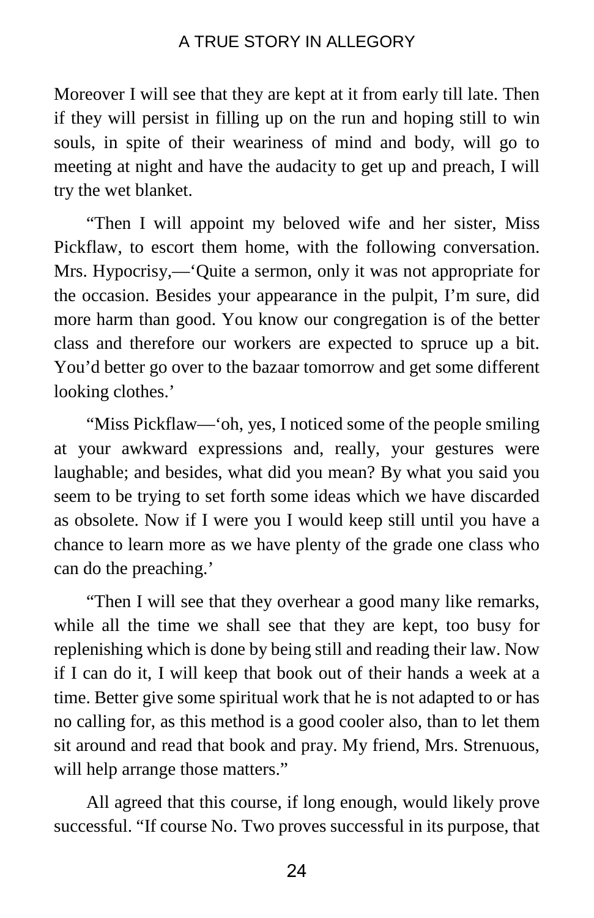Moreover I will see that they are kept at it from early till late. Then if they will persist in filling up on the run and hoping still to win souls, in spite of their weariness of mind and body, will go to meeting at night and have the audacity to get up and preach, I will try the wet blanket.

"Then I will appoint my beloved wife and her sister, Miss Pickflaw, to escort them home, with the following conversation. Mrs. Hypocrisy,—'Quite a sermon, only it was not appropriate for the occasion. Besides your appearance in the pulpit, I'm sure, did more harm than good. You know our congregation is of the better class and therefore our workers are expected to spruce up a bit. You'd better go over to the bazaar tomorrow and get some different looking clothes.'

"Miss Pickflaw—'oh, yes, I noticed some of the people smiling at your awkward expressions and, really, your gestures were laughable; and besides, what did you mean? By what you said you seem to be trying to set forth some ideas which we have discarded as obsolete. Now if I were you I would keep still until you have a chance to learn more as we have plenty of the grade one class who can do the preaching.'

"Then I will see that they overhear a good many like remarks, while all the time we shall see that they are kept, too busy for replenishing which is done by being still and reading their law. Now if I can do it, I will keep that book out of their hands a week at a time. Better give some spiritual work that he is not adapted to or has no calling for, as this method is a good cooler also, than to let them sit around and read that book and pray. My friend, Mrs. Strenuous, will help arrange those matters."

All agreed that this course, if long enough, would likely prove successful. "If course No. Two proves successful in its purpose, that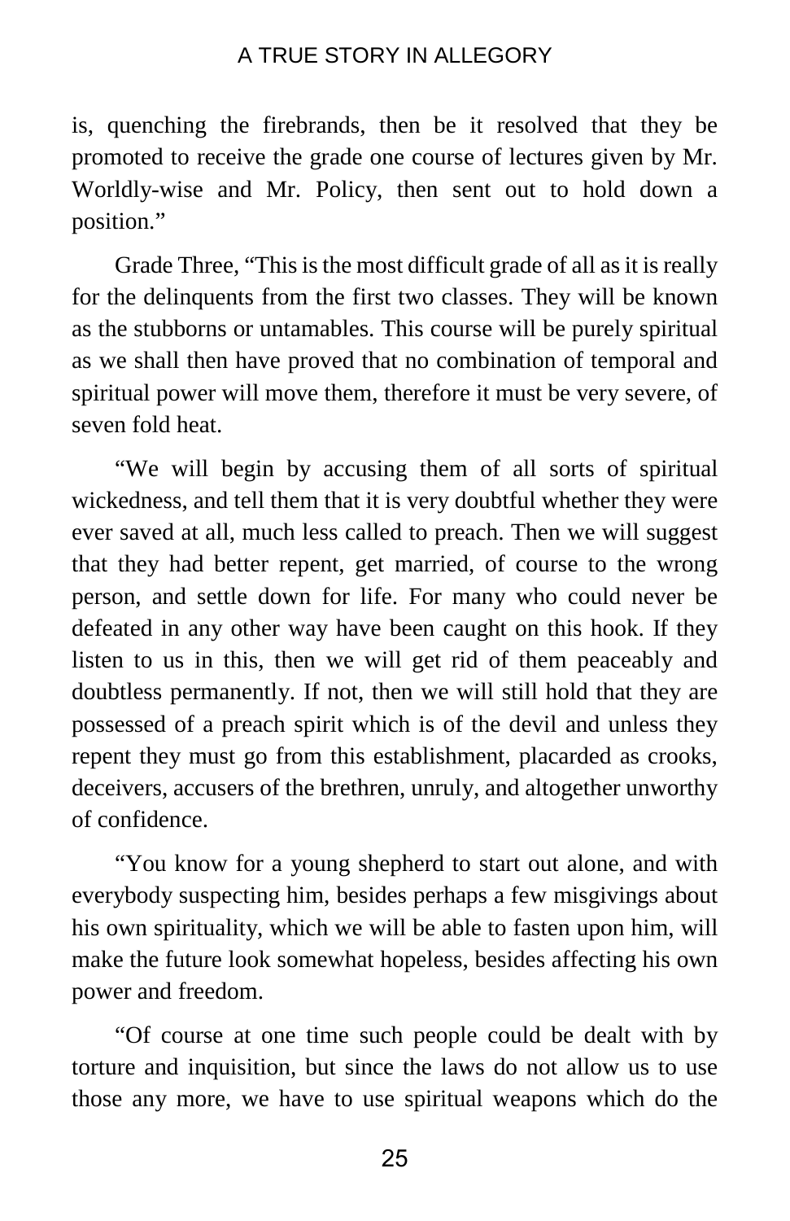is, quenching the firebrands, then be it resolved that they be promoted to receive the grade one course of lectures given by Mr. Worldly-wise and Mr. Policy, then sent out to hold down a position."

Grade Three, "This is the most difficult grade of all as it is really for the delinquents from the first two classes. They will be known as the stubborns or untamables. This course will be purely spiritual as we shall then have proved that no combination of temporal and spiritual power will move them, therefore it must be very severe, of seven fold heat.

"We will begin by accusing them of all sorts of spiritual wickedness, and tell them that it is very doubtful whether they were ever saved at all, much less called to preach. Then we will suggest that they had better repent, get married, of course to the wrong person, and settle down for life. For many who could never be defeated in any other way have been caught on this hook. If they listen to us in this, then we will get rid of them peaceably and doubtless permanently. If not, then we will still hold that they are possessed of a preach spirit which is of the devil and unless they repent they must go from this establishment, placarded as crooks, deceivers, accusers of the brethren, unruly, and altogether unworthy of confidence.

"You know for a young shepherd to start out alone, and with everybody suspecting him, besides perhaps a few misgivings about his own spirituality, which we will be able to fasten upon him, will make the future look somewhat hopeless, besides affecting his own power and freedom.

"Of course at one time such people could be dealt with by torture and inquisition, but since the laws do not allow us to use those any more, we have to use spiritual weapons which do the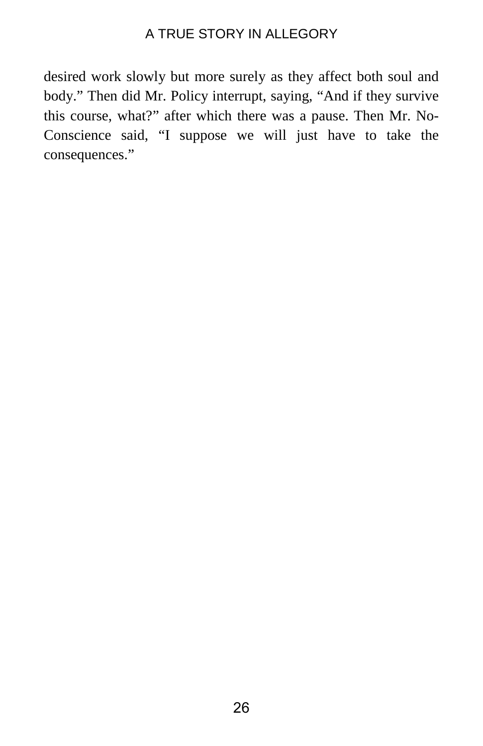desired work slowly but more surely as they affect both soul and body." Then did Mr. Policy interrupt, saying, "And if they survive this course, what?" after which there was a pause. Then Mr. No-Conscience said, "I suppose we will just have to take the consequences."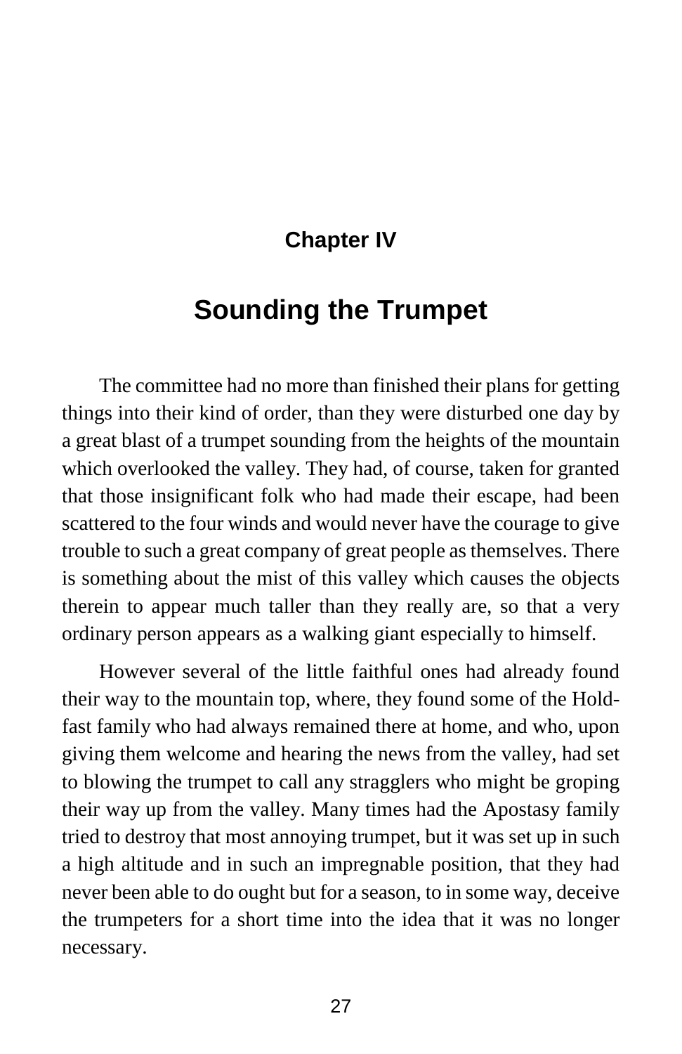## Chapter IV

# Sounding the Trumpet

The committee had no more than finished their plans for getting things into their kind of order, than they were disturbed one day by a great blast of a trumpet sounding from the heights of the mountain which overlooked the valley. They had, of course, taken for granted that those insignificant folk who had made their escape, had been scattered to the four winds and would never have the courage to give trouble to such a great company of great people as themselves. There is something about the mist of this valley which causes the objects therein to appear much taller than they really are, so that a very ordinary person appears as a walking giant especially to himself.

However several of the little faithful ones had already found their way to the mountain top, where, they found some of the Hold-fast family who had always remained there at home, and who, upon giving them welcome and hearing the news from the valley, had set to blowing the trumpet to call any stragglers who might be groping their way up from the valley. Many times had the Apostasy family tried to destroy that most annoying trumpet, but it was set up in such a high altitude and in such an impregnable position, that they had never been able to do ought but for a season, to in some way, deceive the trumpeters for a short time into the idea that it was no longer necessary.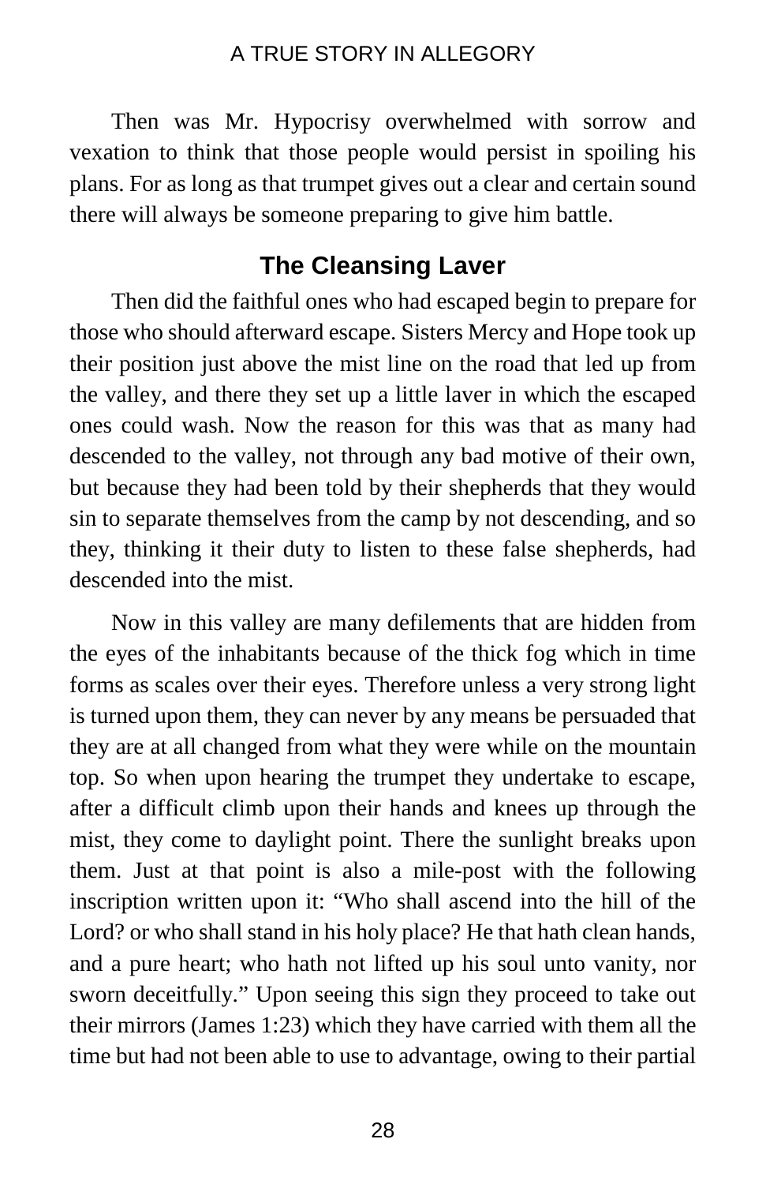Then was Mr. Hypocrisy overwhelmed with sorrow and vexation to think that those people would persist in spoiling his plans. For as long as that trumpet gives out a clear and certain sound there will always be someone preparing to give him battle.

## The Cleansing Laver

Then did the faithful ones who had escaped begin to prepare for those who should afterward escape. Sisters Mercy and Hope took up their position just above the mist line on the road that led up from the valley, and there they set up a little laver in which the escaped ones could wash. Now the reason for this was that as many had descended to the valley, not through any bad motive of their own, but because they had been told by their shepherds that they would sin to separate themselves from the camp by not descending, and so they, thinking it their duty to listen to these false shepherds, had descended into the mist.

Now in this valley are many defilements that are hidden from the eyes of the inhabitants because of the thick fog which in time forms as scales over their eyes. Therefore unless a very strong light is turned upon them, they can never by any means be persuaded that they are at all changed from what they were while on the mountain top. So when upon hearing the trumpet they undertake to escape, after a difficult climb upon their hands and knees up through the mist, they come to daylight point. There the sunlight breaks upon them. Just at that point is also a mile-post with the following inscription written upon it: “Who shall ascend into the hill of the Lord? or who shall stand in his holy place? He that hath clean hands, and a pure heart; who hath not lifted up his soul unto vanity, nor sworn deceitfully.” Upon seeing this sign they proceed to take out their mirrors (James 1:23) which they have carried with them all the time but had not been able to use to advantage, owing to their partial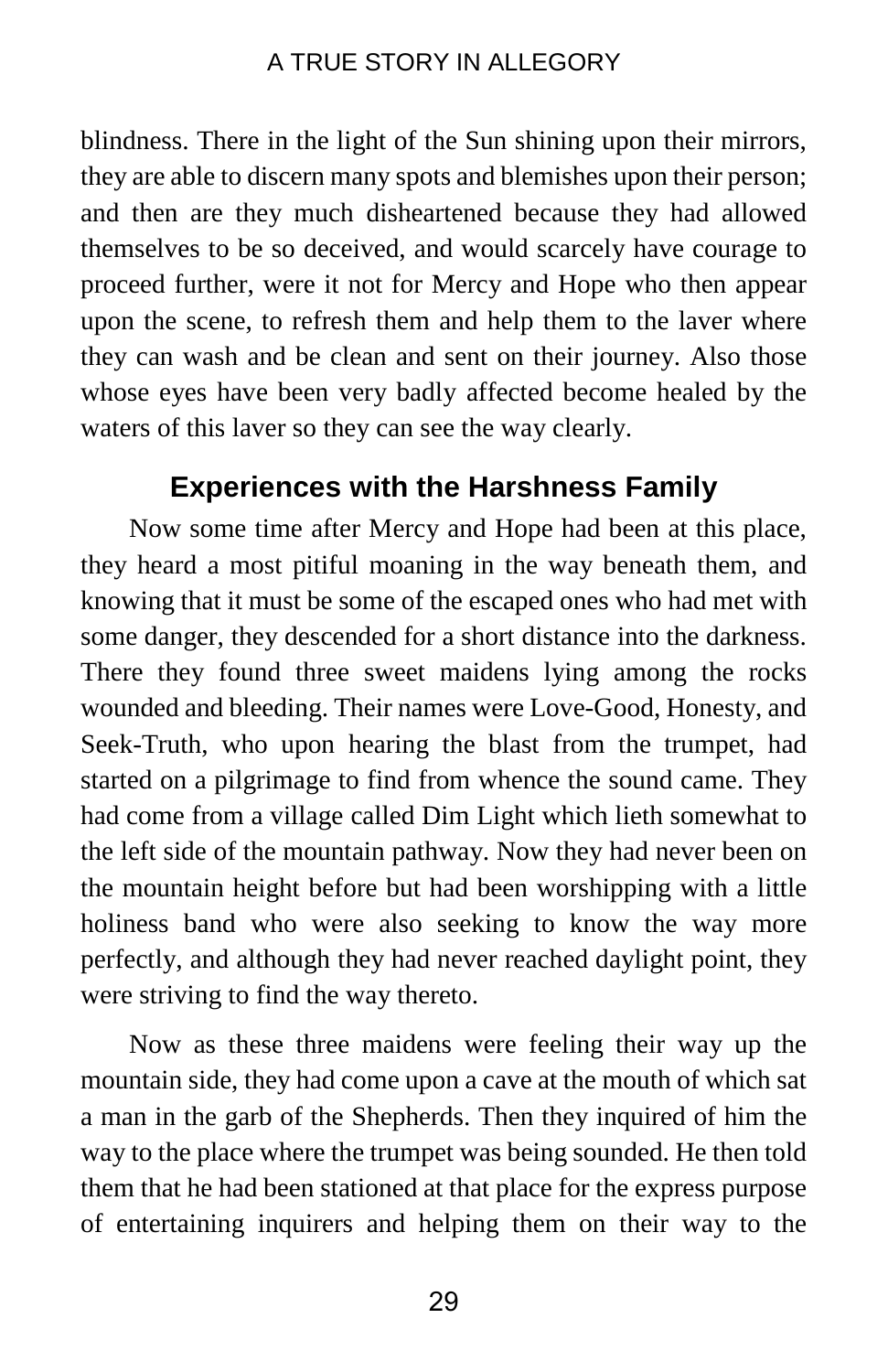blindness. There in the light of the Sun shining upon their mirrors, they are able to discern many spots and blemishes upon their person; and then are they much disheartened because they had allowed themselves to be so deceived, and would scarcely have courage to proceed further, were it not for Mercy and Hope who then appear upon the scene, to refresh them and help them to the laver where they can wash and be clean and sent on their journey. Also those whose eyes have been very badly affected become healed by the waters of this laver so they can see the way clearly.

## Experiences with the Harshness Family

Now some time after Mercy and Hope had been at this place, they heard a most pitiful moaning in the way beneath them, and knowing that it must be some of the escaped ones who had met with some danger, they descended for a short distance into the darkness. There they found three sweet maidens lying among the rocks wounded and bleeding. Their names were Love-Good, Honesty, and Seek-Truth, who upon hearing the blast from the trumpet, had started on a pilgrimage to find from whence the sound came. They had come from a village called Dim Light which lieth somewhat to the left side of the mountain pathway. Now they had never been on the mountain height before but had been worshipping with a little holiness band who were also seeking to know the way more perfectly, and although they had never reached daylight point, they were striving to find the way thereto.

Now as these three maidens were feeling their way up the mountain side, they had come upon a cave at the mouth of which sat a man in the garb of the Shepherds. Then they inquired of him the way to the place where the trumpet was being sounded. He then told them that he had been stationed at that place for the express purpose of entertaining inquirers and helping them on their way to the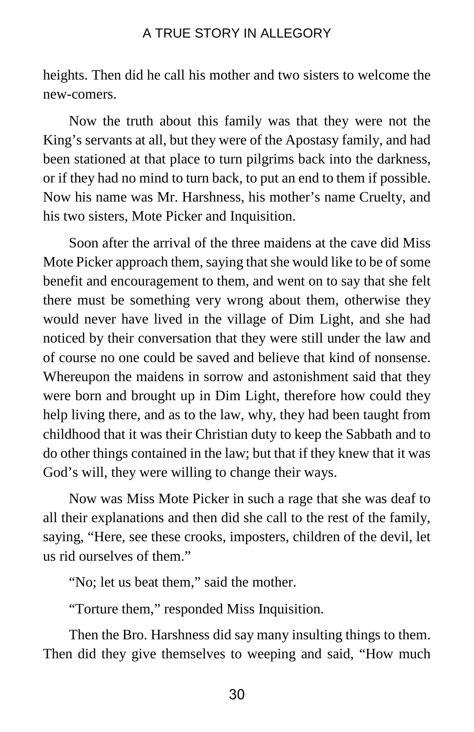heights. Then did he call his mother and two sisters to welcome the new-comers.

Now the truth about this family was that they were not the King's servants at all, but they were of the Apostasy family, and had been stationed at that place to turn pilgrims back into the darkness, or if they had no mind to turn back, to put an end to them if possible. Now his name was Mr. Harshness, his mother's name Cruelty, and his two sisters, Mote Picker and Inquisition.

Soon after the arrival of the three maidens at the cave did Miss Mote Picker approach them, saying that she would like to be of some benefit and encouragement to them, and went on to say that she felt there must be something very wrong about them, otherwise they would never have lived in the village of Dim Light, and she had noticed by their conversation that they were still under the law and of course no one could be saved and believe that kind of nonsense. Whereupon the maidens in sorrow and astonishment said that they were born and brought up in Dim Light, therefore how could they help living there, and as to the law, why, they had been taught from childhood that it was their Christian duty to keep the Sabbath and to do other things contained in the law; but that if they knew that it was God's will, they were willing to change their ways.

Now was Miss Mote Picker in such a rage that she was deaf to all their explanations and then did she call to the rest of the family, saying, "Here, see these crooks, imposters, children of the devil, let us rid ourselves of them."

"No; let us beat them," said the mother.

"Torture them," responded Miss Inquisition.

Then the Bro. Harshness did say many insulting things to them. Then did they give themselves to weeping and said, "How much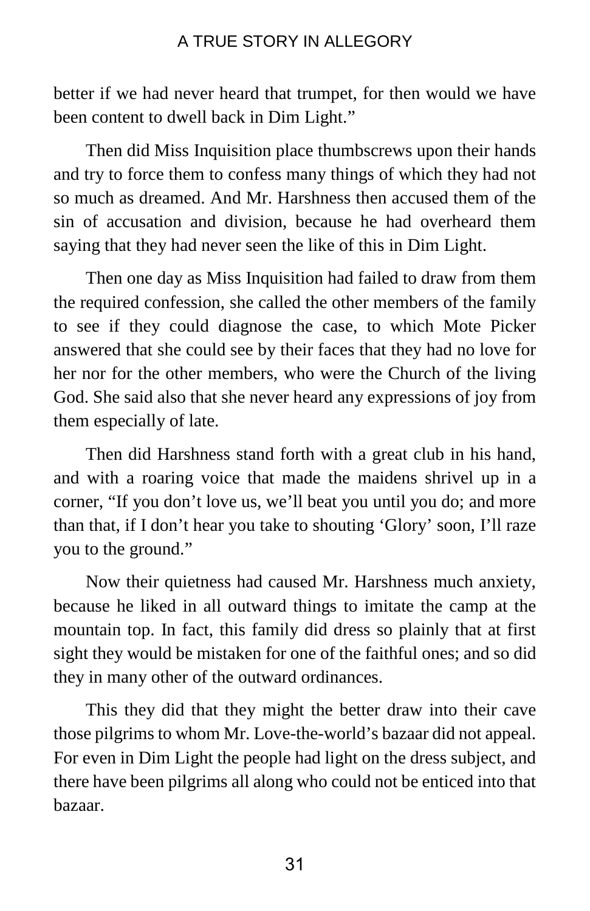better if we had never heard that trumpet, for then would we have been content to dwell back in Dim Light."

Then did Miss Inquisition place thumbscrews upon their hands and try to force them to confess many things of which they had not so much as dreamed. And Mr. Harshness then accused them of the sin of accusation and division, because he had overheard them saying that they had never seen the like of this in Dim Light.

Then one day as Miss Inquisition had failed to draw from them the required confession, she called the other members of the family to see if they could diagnose the case, to which Mote Picker answered that she could see by their faces that they had no love for her nor for the other members, who were the Church of the living God. She said also that she never heard any expressions of joy from them especially of late.

Then did Harshness stand forth with a great club in his hand, and with a roaring voice that made the maidens shrivel up in a corner, "If you don't love us, we'll beat you until you do; and more than that, if I don't hear you take to shouting 'Glory' soon, I'll raze you to the ground."

Now their quietness had caused Mr. Harshness much anxiety, because he liked in all outward things to imitate the camp at the mountain top. In fact, this family did dress so plainly that at first sight they would be mistaken for one of the faithful ones; and so did they in many other of the outward ordinances.

This they did that they might the better draw into their cave those pilgrims to whom Mr. Love-the-world's bazaar did not appeal. For even in Dim Light the people had light on the dress subject, and there have been pilgrims all along who could not be enticed into that bazaar.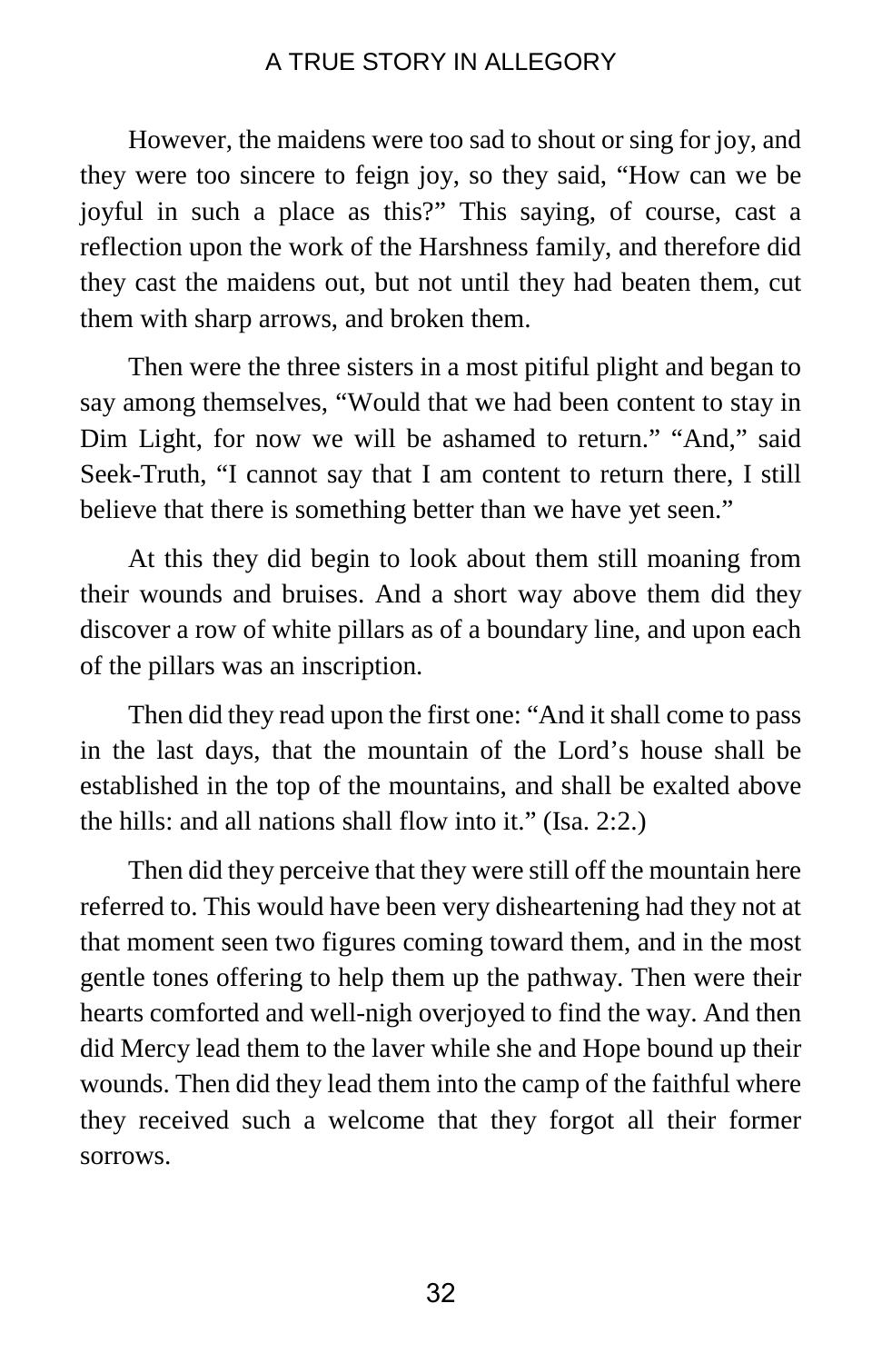However, the maidens were too sad to shout or sing for joy, and they were too sincere to feign joy, so they said, “How can we be joyful in such a place as this?” This saying, of course, cast a reflection upon the work of the Harshness family, and therefore did they cast the maidens out, but not until they had beaten them, cut them with sharp arrows, and broken them.

Then were the three sisters in a most pitiful plight and began to say among themselves, “Would that we had been content to stay in Dim Light, for now we will be ashamed to return.” “And,” said Seek-Truth, “I cannot say that I am content to return there, I still believe that there is something better than we have yet seen.”

At this they did begin to look about them still moaning from their wounds and bruises. And a short way above them did they discover a row of white pillars as of a boundary line, and upon each of the pillars was an inscription.

Then did they read upon the first one: “And it shall come to pass in the last days, that the mountain of the Lord’s house shall be established in the top of the mountains, and shall be exalted above the hills: and all nations shall flow into it.” (Isa. 2:2.)

Then did they perceive that they were still off the mountain here referred to. This would have been very disheartening had they not at that moment seen two figures coming toward them, and in the most gentle tones offering to help them up the pathway. Then were their hearts comforted and well-nigh overjoyed to find the way. And then did Mercy lead them to the laver while she and Hope bound up their wounds. Then did they lead them into the camp of the faithful where they received such a welcome that they forgot all their former sorrows.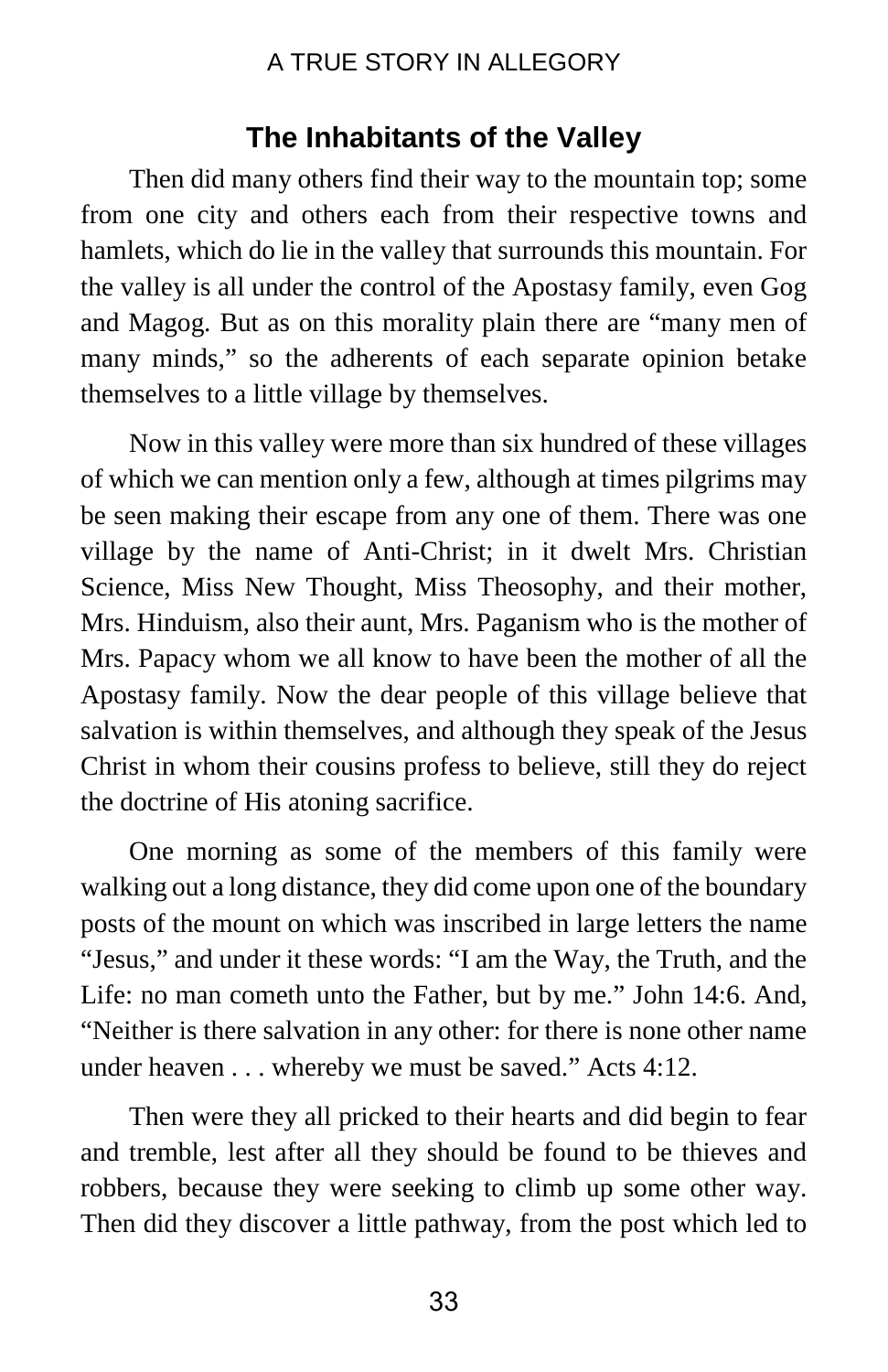## The Inhabitants of the Valley

Then did many others find their way to the mountain top; some from one city and others each from their respective towns and hamlets, which do lie in the valley that surrounds this mountain. For the valley is all under the control of the Apostasy family, even Gog and Magog. But as on this morality plain there are "many men of many minds," so the adherents of each separate opinion betake themselves to a little village by themselves.

Now in this valley were more than six hundred of these villages of which we can mention only a few, although at times pilgrims may be seen making their escape from any one of them. There was one village by the name of Anti-Christ; in it dwelt Mrs. Christian Science, Miss New Thought, Miss Theosophy, and their mother, Mrs. Hinduism, also their aunt, Mrs. Paganism who is the mother of Mrs. Papacy whom we all know to have been the mother of all the Apostasy family. Now the dear people of this village believe that salvation is within themselves, and although they speak of the Jesus Christ in whom their cousins profess to believe, still they do reject the doctrine of His atoning sacrifice.

One morning as some of the members of this family were walking out a long distance, they did come upon one of the boundary posts of the mount on which was inscribed in large letters the name "Jesus," and under it these words: "I am the Way, the Truth, and the Life: no man cometh unto the Father, but by me." John 14:6. And, "Neither is there salvation in any other: for there is none other name under heaven . . . whereby we must be saved." Acts 4:12.

Then were they all pricked to their hearts and did begin to fear and tremble, lest after all they should be found to be thieves and robbers, because they were seeking to climb up some other way. Then did they discover a little pathway, from the post which led to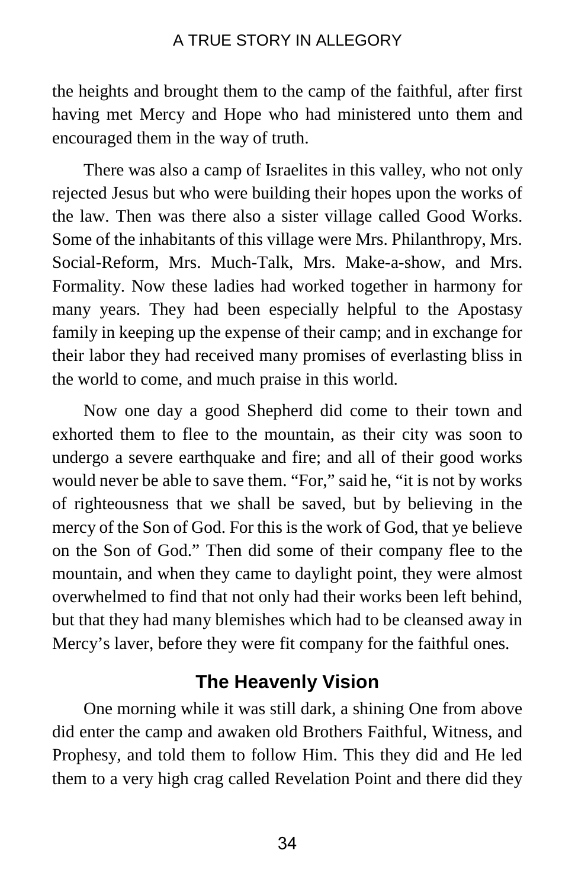the heights and brought them to the camp of the faithful, after first having met Mercy and Hope who had ministered unto them and encouraged them in the way of truth.

There was also a camp of Israelites in this valley, who not only rejected Jesus but who were building their hopes upon the works of the law. Then was there also a sister village called Good Works. Some of the inhabitants of this village were Mrs. Philanthropy, Mrs. Social-Reform, Mrs. Much-Talk, Mrs. Make-a-show, and Mrs. Formality. Now these ladies had worked together in harmony for many years. They had been especially helpful to the Apostasy family in keeping up the expense of their camp; and in exchange for their labor they had received many promises of everlasting bliss in the world to come, and much praise in this world.

Now one day a good Shepherd did come to their town and exhorted them to flee to the mountain, as their city was soon to undergo a severe earthquake and fire; and all of their good works would never be able to save them. "For," said he, "it is not by works of righteousness that we shall be saved, but by believing in the mercy of the Son of God. For this is the work of God, that ye believe on the Son of God." Then did some of their company flee to the mountain, and when they came to daylight point, they were almost overwhelmed to find that not only had their works been left behind, but that they had many blemishes which had to be cleansed away in Mercy's laver, before they were fit company for the faithful ones.

## The Heavenly Vision

One morning while it was still dark, a shining One from above did enter the camp and awaken old Brothers Faithful, Witness, and Prophesy, and told them to follow Him. This they did and He led them to a very high crag called Revelation Point and there did they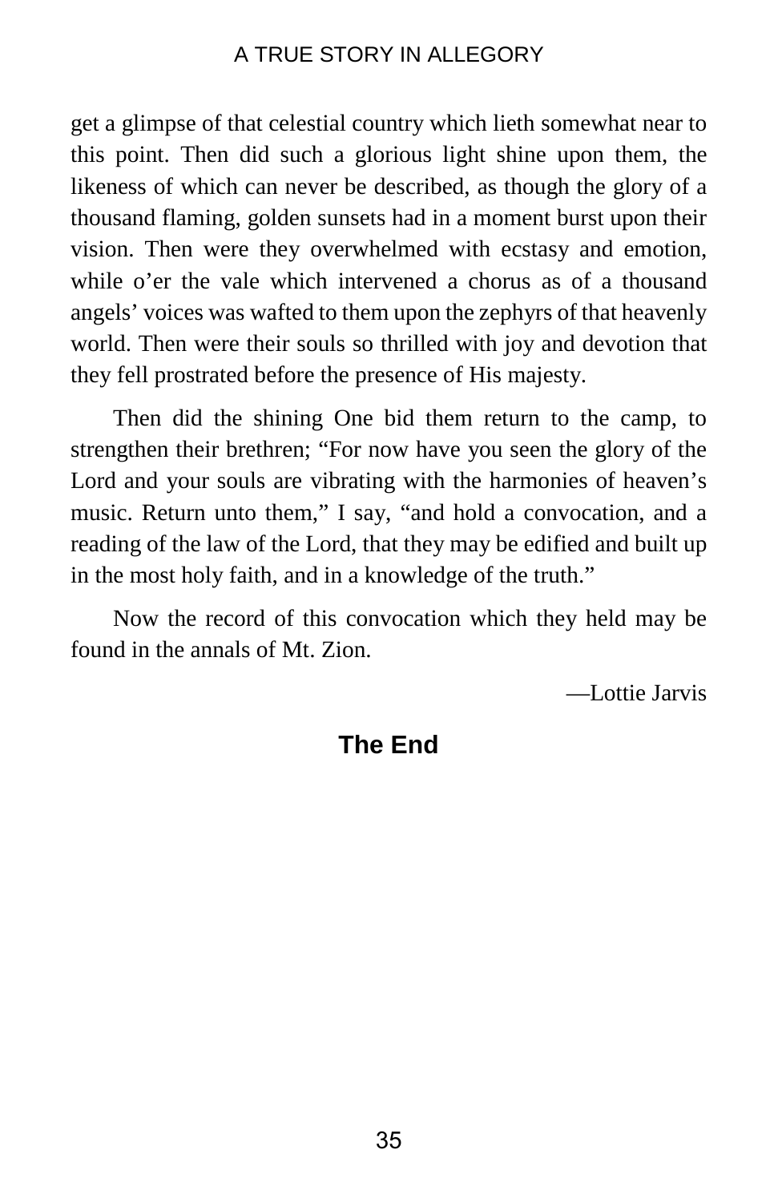get a glimpse of that celestial country which lieth somewhat near to this point. Then did such a glorious light shine upon them, the likeness of which can never be described, as though the glory of a thousand flaming, golden sunsets had in a moment burst upon their vision. Then were they overwhelmed with ecstasy and emotion, while o'er the vale which intervened a chorus as of a thousand angels' voices was wafted to them upon the zephyrs of that heavenly world. Then were their souls so thrilled with joy and devotion that they fell prostrated before the presence of His majesty.

Then did the shining One bid them return to the camp, to strengthen their brethren; "For now have you seen the glory of the Lord and your souls are vibrating with the harmonies of heaven's music. Return unto them," I say, "and hold a convocation, and a reading of the law of the Lord, that they may be edified and built up in the most holy faith, and in a knowledge of the truth."

Now the record of this convocation which they held may be found in the annals of Mt. Zion.

—Lottie Jarvis

## The End